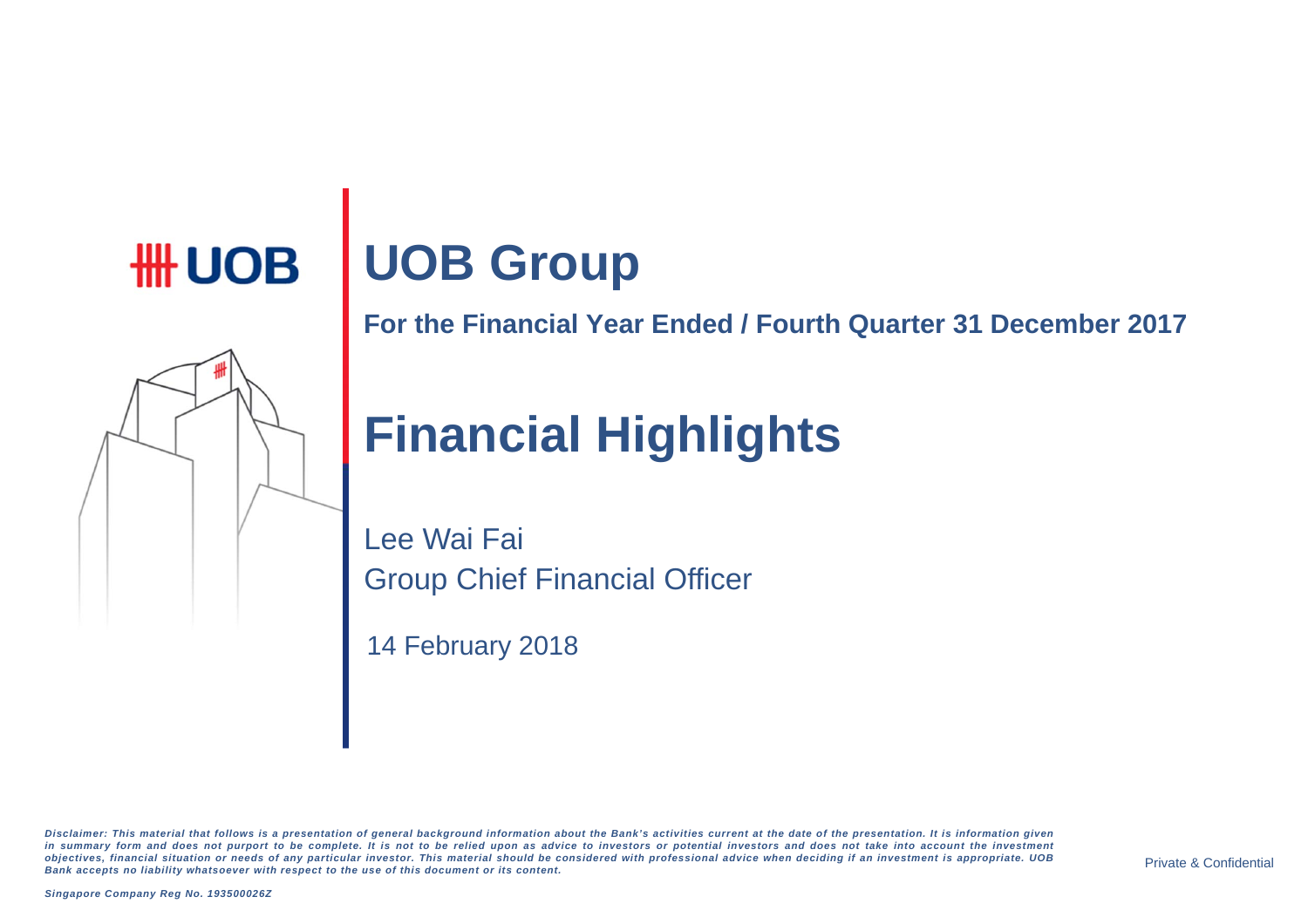# UOB Group

**For the Financial Year Ended / Fourth Quarter 31 December 2017**

# Financial Highlights

Lee Wai Fai
Group Chief Financial Officer

14 February 2018

*Disclaimer: This material that follows is a presentation of general background information about the Bank's activities current at the date of the presentation. It is information given in summary form and does not purport to be complete. It is not to be relied upon as advice to investors or potential investors and does not take into account the investment objectives, financial situation or needs of any particular investor. This material should be considered with professional advice when deciding if an investment is appropriate. UOB Bank accepts no liability whatsoever with respect to the use of this document or its content.*

Private & Confidential

*Singapore Company Reg No. 193500026Z*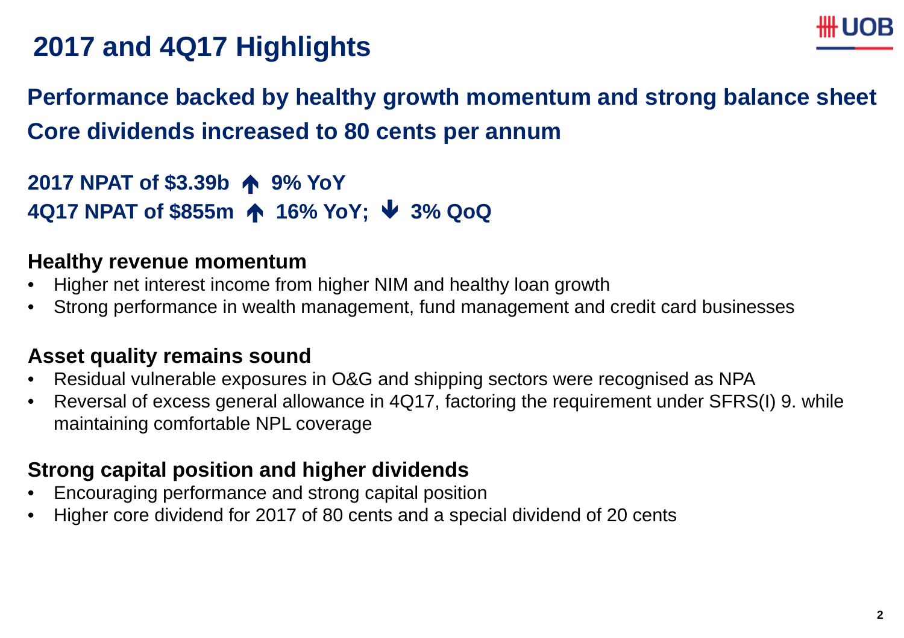# 2017 and 4Q17 Highlights

**Performance backed by healthy growth momentum and strong balance sheet**

**Core dividends increased to 80 cents per annum**

**2017 NPAT of $3.39b ↑ 9% YoY**

**4Q17 NPAT of $855m ↑ 16% YoY; ↓ 3% QoQ**

### Healthy revenue momentum

- Higher net interest income from higher NIM and healthy loan growth
- Strong performance in wealth management, fund management and credit card businesses

### Asset quality remains sound

- Residual vulnerable exposures in O&G and shipping sectors were recognised as NPA
- Reversal of excess general allowance in 4Q17, factoring the requirement under SFRS(I) 9. while maintaining comfortable NPL coverage

### Strong capital position and higher dividends

- Encouraging performance and strong capital position
- Higher core dividend for 2017 of 80 cents and a special dividend of 20 cents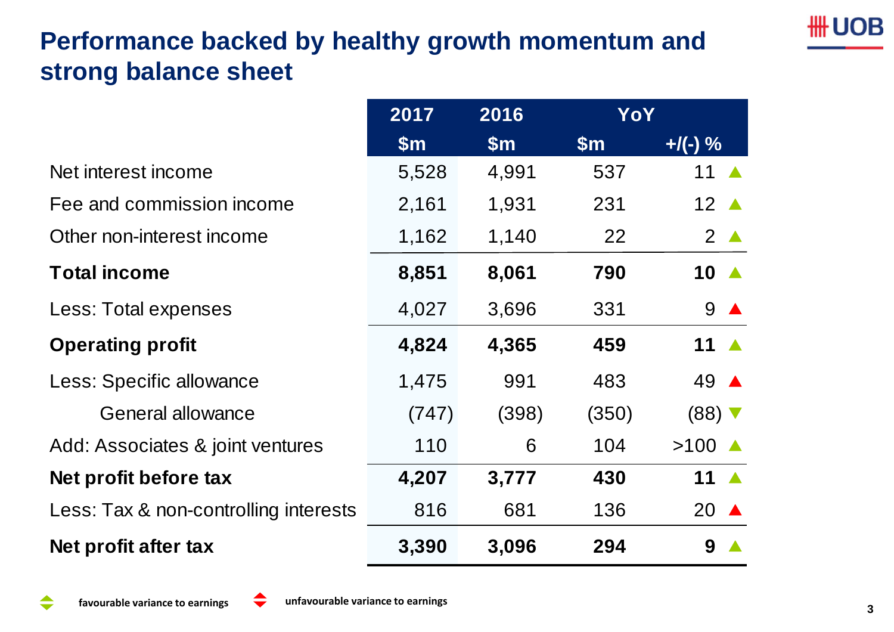# Performance backed by healthy growth momentum and strong balance sheet

| | 2017 | 2016 | YoY | |
|---|---|---|---|---|
| | $m | $m | $m | +/(-) % |
| Net interest income | 5,528 | 4,991 | 537 | 11 ▲ |
| Fee and commission income | 2,161 | 1,931 | 231 | 12 ▲ |
| Other non-interest income | 1,162 | 1,140 | 22 | 2 ▲ |
| **Total income** | **8,851** | **8,061** | **790** | **10** ▲ |
| Less: Total expenses | 4,027 | 3,696 | 331 | 9 ▲ |
| **Operating profit** | **4,824** | **4,365** | **459** | **11** ▲ |
| Less: Specific allowance | 1,475 | 991 | 483 | 49 ▲ |
| General allowance | (747) | (398) | (350) | (88) ▼ |
| Add: Associates & joint ventures | 110 | 6 | 104 | >100 ▲ |
| **Net profit before tax** | **4,207** | **3,777** | **430** | **11** ▲ |
| Less: Tax & non-controlling interests | 816 | 681 | 136 | 20 ▲ |
| **Net profit after tax** | **3,390** | **3,096** | **294** | **9** ▲ |

**favourable variance to earnings** (green) **unfavourable variance to earnings** (red)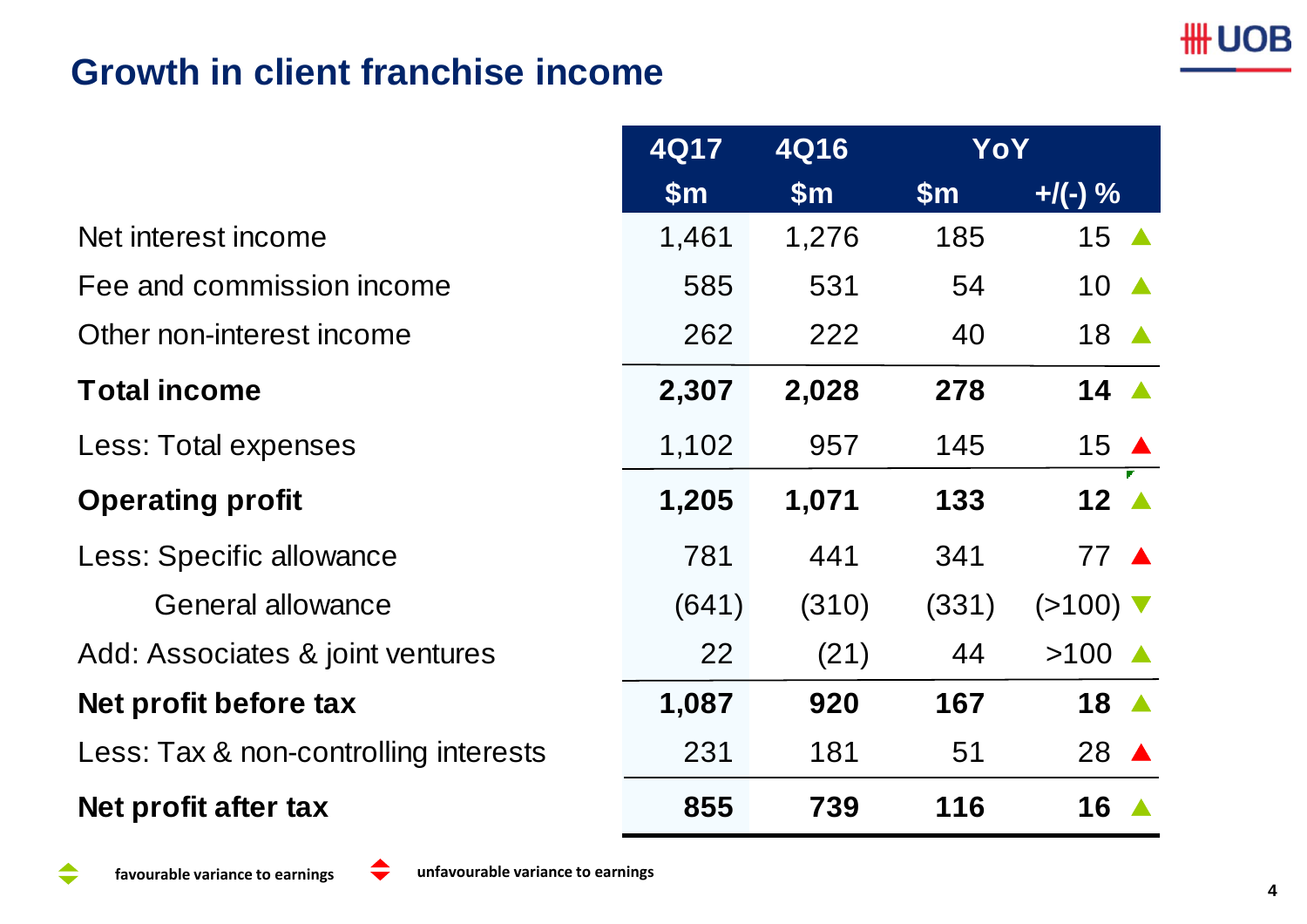# Growth in client franchise income

| | 4Q17 | 4Q16 | YoY | |
|---|---|---|---|---|
| | $m | $m | $m | +/(-) % |
| Net interest income | 1,461 | 1,276 | 185 | 15 ▲ |
| Fee and commission income | 585 | 531 | 54 | 10 ▲ |
| Other non-interest income | 262 | 222 | 40 | 18 ▲ |
| **Total income** | **2,307** | **2,028** | **278** | **14 ▲** |
| Less: Total expenses | 1,102 | 957 | 145 | 15 ▲ |
| **Operating profit** | **1,205** | **1,071** | **133** | **12 ▲** |
| Less: Specific allowance | 781 | 441 | 341 | 77 ▲ |
| General allowance | (641) | (310) | (331) | (>100) ▼ |
| Add: Associates & joint ventures | 22 | (21) | 44 | >100 ▲ |
| **Net profit before tax** | **1,087** | **920** | **167** | **18 ▲** |
| Less: Tax & non-controlling interests | 231 | 181 | 51 | 28 ▲ |
| **Net profit after tax** | **855** | **739** | **116** | **16 ▲** |

**favourable variance to earnings** (green) **unfavourable variance to earnings** (red)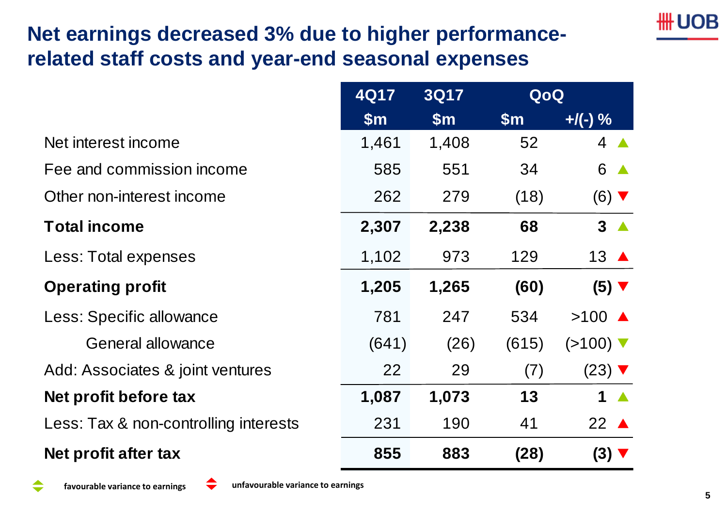# Net earnings decreased 3% due to higher performance-related staff costs and year-end seasonal expenses

| | 4Q17 | 3Q17 | QoQ | |
|---|---|---|---|---|
| | $m | $m | $m | +/(-) % |
| Net interest income | 1,461 | 1,408 | 52 | 4 ▲ |
| Fee and commission income | 585 | 551 | 34 | 6 ▲ |
| Other non-interest income | 262 | 279 | (18) | (6) ▼ |
| **Total income** | **2,307** | **2,238** | **68** | **3** ▲ |
| Less: Total expenses | 1,102 | 973 | 129 | 13 ▲ |
| **Operating profit** | **1,205** | **1,265** | **(60)** | **(5)** ▼ |
| Less: Specific allowance | 781 | 247 | 534 | >100 ▲ |
| General allowance | (641) | (26) | (615) | (>100) ▼ |
| Add: Associates & joint ventures | 22 | 29 | (7) | (23) ▼ |
| **Net profit before tax** | **1,087** | **1,073** | **13** | **1** ▲ |
| Less: Tax & non-controlling interests | 231 | 190 | 41 | 22 ▲ |
| **Net profit after tax** | **855** | **883** | **(28)** | **(3)** ▼ |

**favourable variance to earnings** (green) **unfavourable variance to earnings** (red)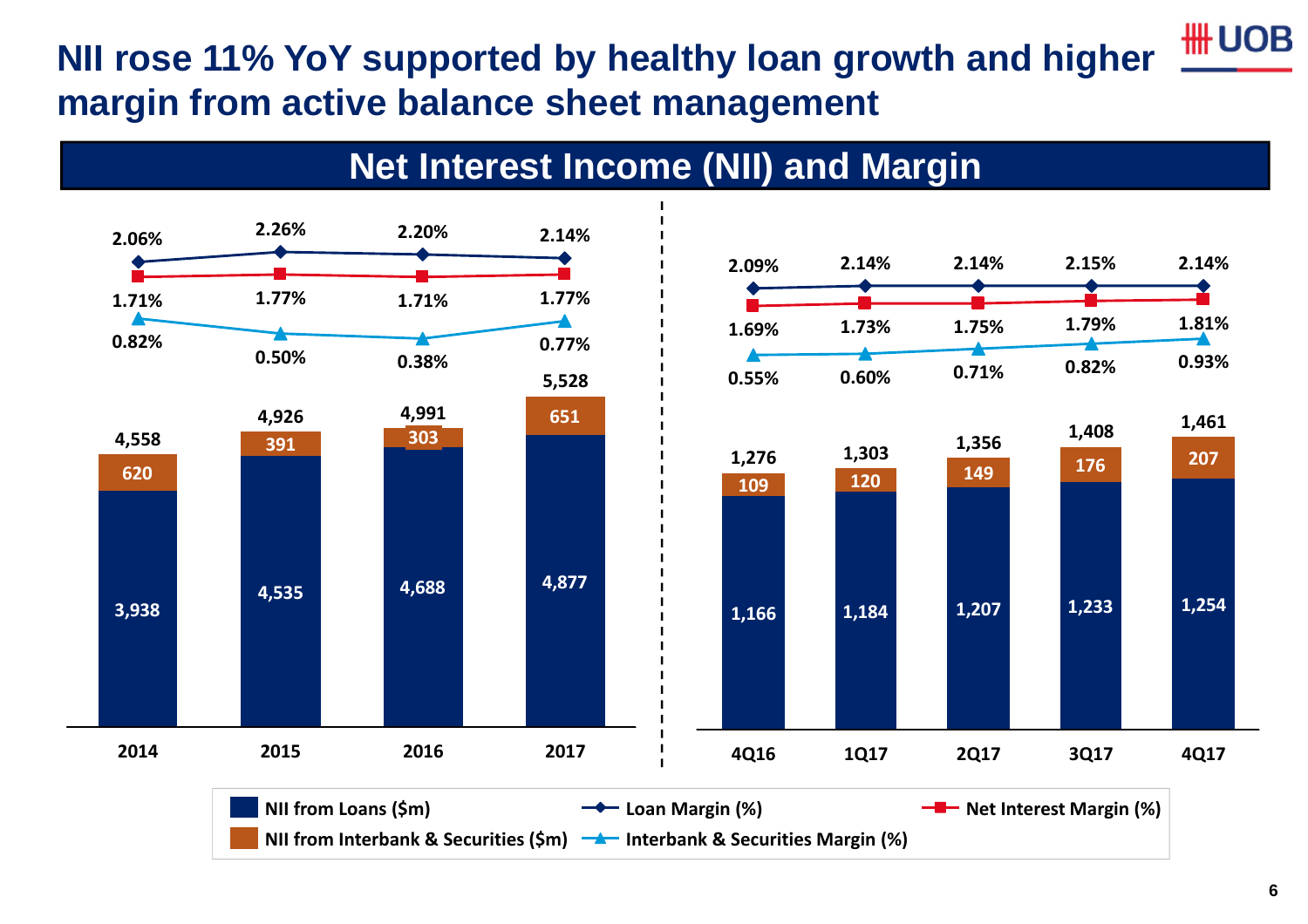# NII rose 11% YoY supported by healthy loan growth and higher margin from active balance sheet management

## Net Interest Income (NII) and Margin

| | 2014 | 2015 | 2016 | 2017 |
|---|---|---|---|---|
| NII from Loans ($m) | 3,938 | 4,535 | 4,688 | 4,877 |
| NII from Interbank & Securities ($m) | 620 | 391 | 303 | 651 |
| Total NII ($m) | 4,558 | 4,926 | 4,991 | 5,528 |
| Loan Margin (%) | 2.06% | 2.26% | 2.20% | 2.14% |
| Net Interest Margin (%) | 1.71% | 1.77% | 1.71% | 1.77% |
| Interbank & Securities Margin (%) | 0.82% | 0.50% | 0.38% | 0.77% |

| | 4Q16 | 1Q17 | 2Q17 | 3Q17 | 4Q17 |
|---|---|---|---|---|---|
| NII from Loans ($m) | 1,166 | 1,184 | 1,207 | 1,233 | 1,254 |
| NII from Interbank & Securities ($m) | 109 | 120 | 149 | 176 | 207 |
| Total NII ($m) | 1,276 | 1,303 | 1,356 | 1,408 | 1,461 |
| Loan Margin (%) | 2.09% | 2.14% | 2.14% | 2.15% | 2.14% |
| Net Interest Margin (%) | 1.69% | 1.73% | 1.75% | 1.79% | 1.81% |
| Interbank & Securities Margin (%) | 0.55% | 0.60% | 0.71% | 0.82% | 0.93% |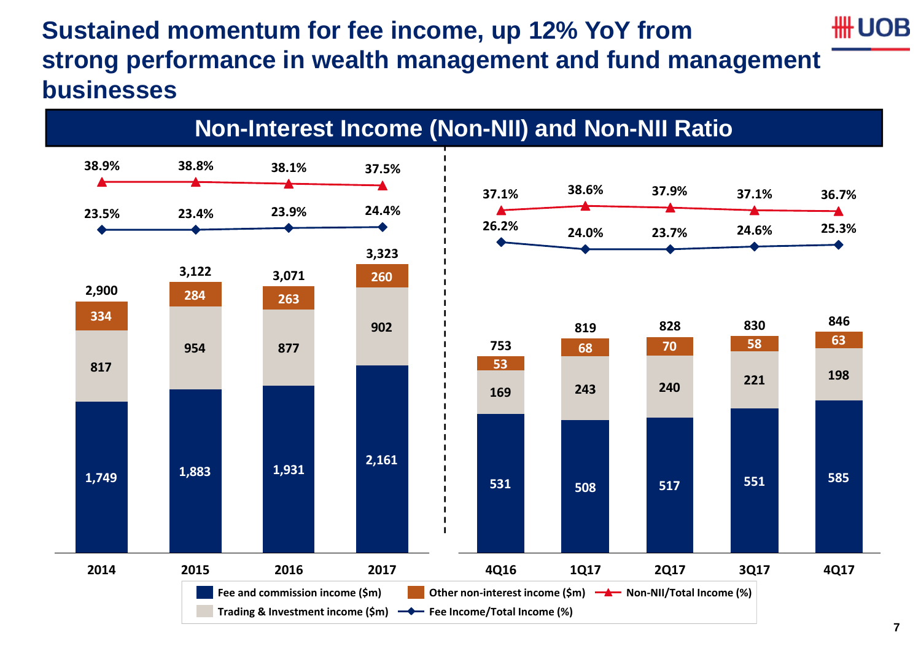# Sustained momentum for fee income, up 12% YoY from strong performance in wealth management and fund management businesses

## Non-Interest Income (Non-NII) and Non-NII Ratio

| | 2014 | 2015 | 2016 | 2017 | 4Q16 | 1Q17 | 2Q17 | 3Q17 | 4Q17 |
|---|---|---|---|---|---|---|---|---|---|
| Fee and commission income ($m) | 1,749 | 1,883 | 1,931 | 2,161 | 531 | 508 | 517 | 551 | 585 |
| Trading & Investment income ($m) | 817 | 954 | 877 | 902 | 169 | 243 | 240 | 221 | 198 |
| Other non-interest income ($m) | 334 | 284 | 263 | 260 | 53 | 68 | 70 | 58 | 63 |
| Total | 2,900 | 3,122 | 3,071 | 3,323 | 753 | 819 | 828 | 830 | 846 |
| Non-NII/Total Income (%) | 38.9% | 38.8% | 38.1% | 37.5% | 37.1% | 38.6% | 37.9% | 37.1% | 36.7% |
| Fee Income/Total Income (%) | 23.5% | 23.4% | 23.9% | 24.4% | 26.2% | 24.0% | 23.7% | 24.6% | 25.3% |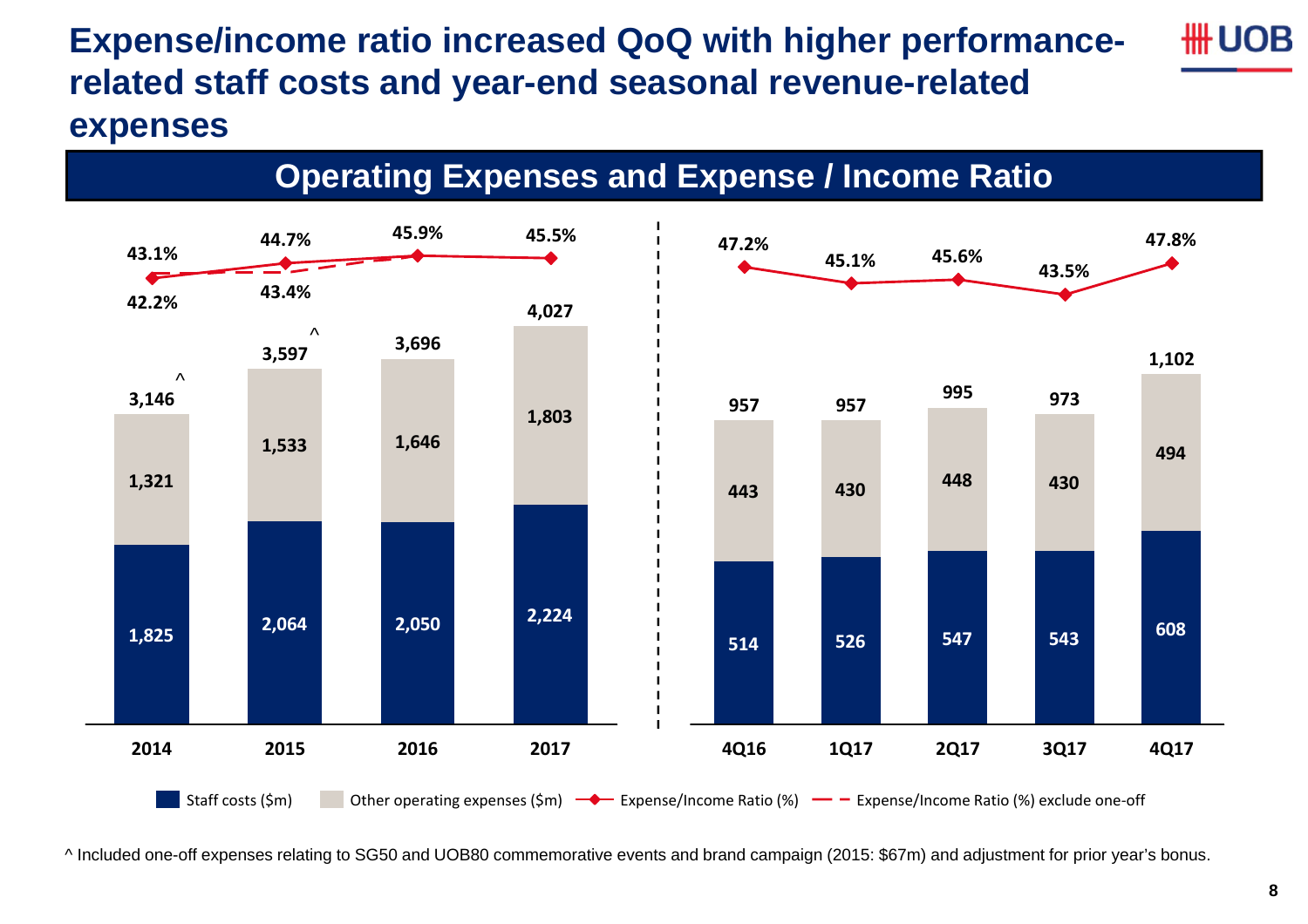# Expense/income ratio increased QoQ with higher performance-related staff costs and year-end seasonal revenue-related expenses

## Operating Expenses and Expense / Income Ratio

| | 2014 | 2015 | 2016 | 2017 | 4Q16 | 1Q17 | 2Q17 | 3Q17 | 4Q17 |
|---|---|---|---|---|---|---|---|---|---|
| Staff costs ($m) | 1,825 | 2,064 | 2,050 | 2,224 | 514 | 526 | 547 | 543 | 608 |
| Other operating expenses ($m) | 1,321 | 1,533 | 1,646 | 1,803 | 443 | 430 | 448 | 430 | 494 |
| Total ($m) | 3,146^ | 3,597^ | 3,696 | 4,027 | 957 | 957 | 995 | 973 | 1,102 |
| Expense/Income Ratio (%) | 43.1% | 44.7% | 45.9% | 45.5% | 47.2% | 45.1% | 45.6% | 43.5% | 47.8% |
| Expense/Income Ratio (%) exclude one-off | 42.2% | 43.4% | | | | | | | |

^ Included one-off expenses relating to SG50 and UOB80 commemorative events and brand campaign (2015: $67m) and adjustment for prior year's bonus.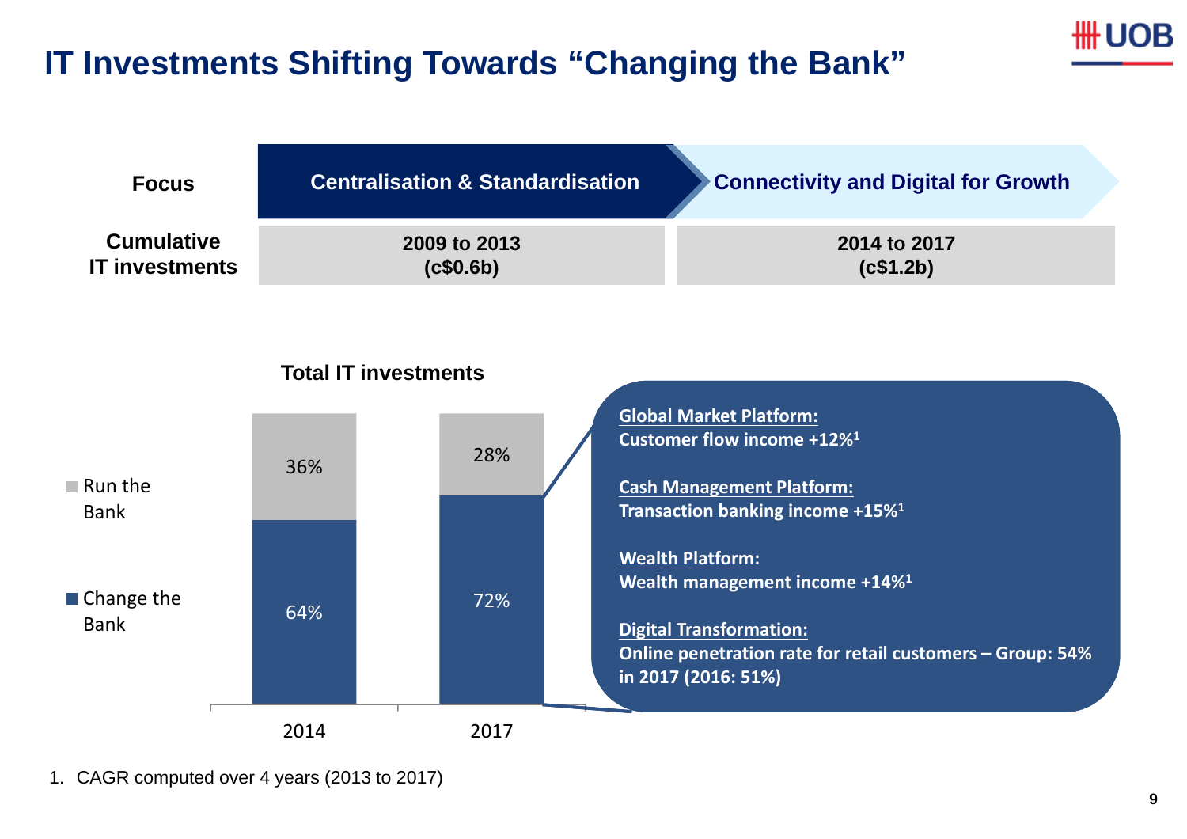# IT Investments Shifting Towards "Changing the Bank"

| Focus | Centralisation & Standardisation | Connectivity and Digital for Growth |
| --- | --- | --- |
| Cumulative IT investments | 2009 to 2013 (c$0.6b) | 2014 to 2017 (c$1.2b) |

**Total IT investments**

| | 2014 | 2017 |
| --- | --- | --- |
| Run the Bank | 36% | 28% |
| Change the Bank | 64% | 72% |

**Global Market Platform:**
Customer flow income +12%[1]

**Cash Management Platform:**
Transaction banking income +15%[1]

**Wealth Platform:**
Wealth management income +14%[1]

**Digital Transformation:**
Online penetration rate for retail customers – Group: 54% in 2017 (2016: 51%)

1. CAGR computed over 4 years (2013 to 2017)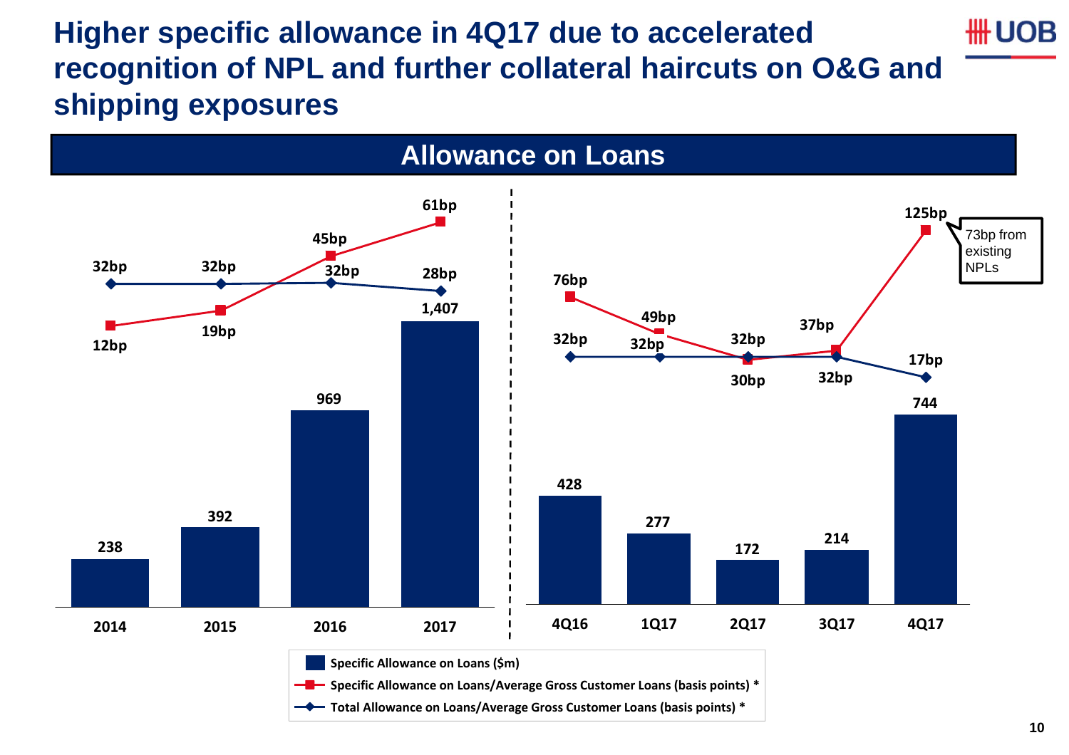# Higher specific allowance in 4Q17 due to accelerated recognition of NPL and further collateral haircuts on O&G and shipping exposures

## Allowance on Loans

| | 2014 | 2015 | 2016 | 2017 |
|---|---|---|---|---|
| Specific Allowance on Loans ($m) | 238 | 392 | 969 | 1,407 |
| Specific Allowance on Loans/Average Gross Customer Loans (basis points) * | 12bp | 19bp | 45bp | 61bp |
| Total Allowance on Loans/Average Gross Customer Loans (basis points) * | 32bp | 32bp | 32bp | 28bp |

| | 4Q16 | 1Q17 | 2Q17 | 3Q17 | 4Q17 |
|---|---|---|---|---|---|
| Specific Allowance on Loans ($m) | 428 | 277 | 172 | 214 | 744 |
| Specific Allowance on Loans/Average Gross Customer Loans (basis points) * | 76bp | 49bp | 30bp | 37bp | 125bp |
| Total Allowance on Loans/Average Gross Customer Loans (basis points) * | 32bp | 32bp | 32bp | 32bp | 17bp |

4Q17 specific allowance of 125bp: 73bp from existing NPLs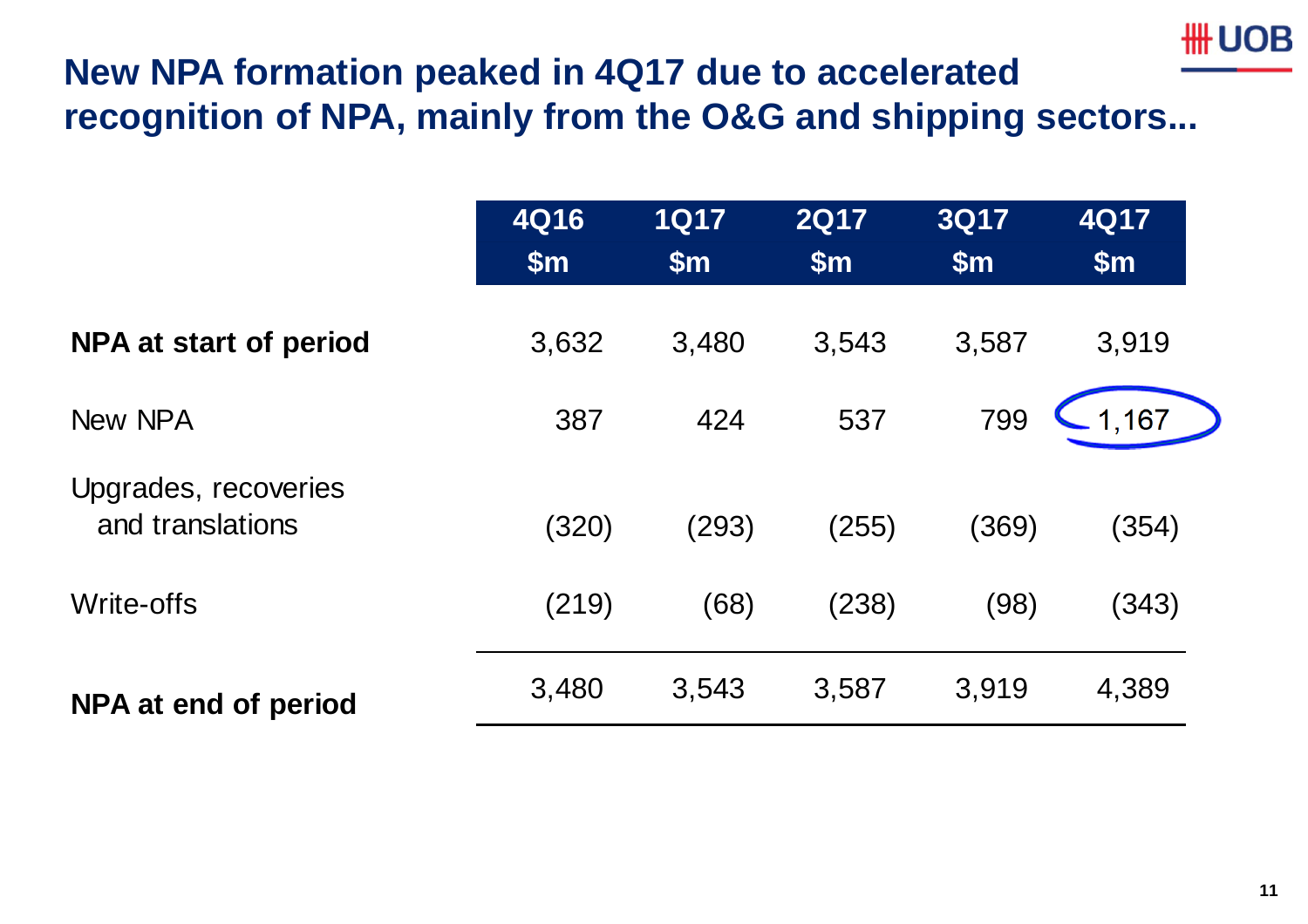# New NPA formation peaked in 4Q17 due to accelerated recognition of NPA, mainly from the O&G and shipping sectors...

| | 4Q16 $m | 1Q17 $m | 2Q17 $m | 3Q17 $m | 4Q17 $m |
|---|---|---|---|---|---|
| **NPA at start of period** | 3,632 | 3,480 | 3,543 | 3,587 | 3,919 |
| New NPA | 387 | 424 | 537 | 799 | 1,167 |
| Upgrades, recoveries and translations | (320) | (293) | (255) | (369) | (354) |
| Write-offs | (219) | (68) | (238) | (98) | (343) |
| **NPA at end of period** | 3,480 | 3,543 | 3,587 | 3,919 | 4,389 |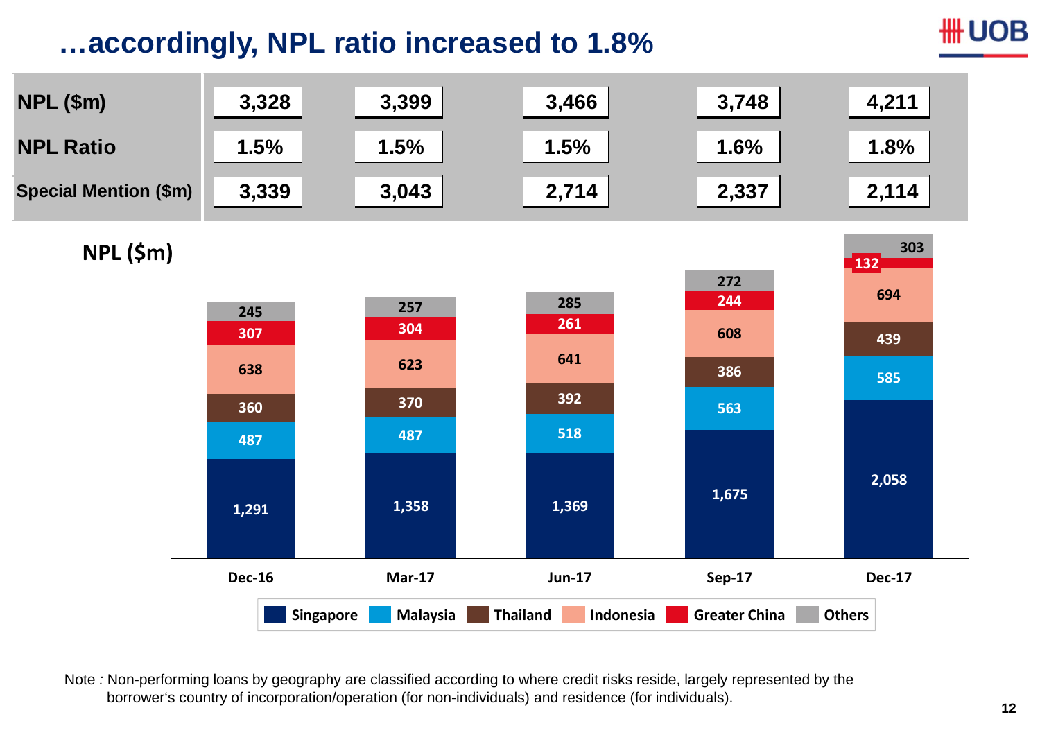# …accordingly, NPL ratio increased to 1.8%

| | Dec-16 | Mar-17 | Jun-17 | Sep-17 | Dec-17 |
|---|---|---|---|---|---|
| NPL ($m) | 3,328 | 3,399 | 3,466 | 3,748 | 4,211 |
| NPL Ratio | 1.5% | 1.5% | 1.5% | 1.6% | 1.8% |
| Special Mention ($m) | 3,339 | 3,043 | 2,714 | 2,337 | 2,114 |

**NPL ($m)**

| | Dec-16 | Mar-17 | Jun-17 | Sep-17 | Dec-17 |
|---|---|---|---|---|---|
| Singapore | 1,291 | 1,358 | 1,369 | 1,675 | 2,058 |
| Malaysia | 487 | 487 | 518 | 563 | 585 |
| Thailand | 360 | 370 | 392 | 386 | 439 |
| Indonesia | 638 | 623 | 641 | 608 | 694 |
| Greater China | 307 | 304 | 261 | 244 | 132 |
| Others | 245 | 257 | 285 | 272 | 303 |

Note : Non-performing loans by geography are classified according to where credit risks reside, largely represented by the borrower's country of incorporation/operation (for non-individuals) and residence (for individuals).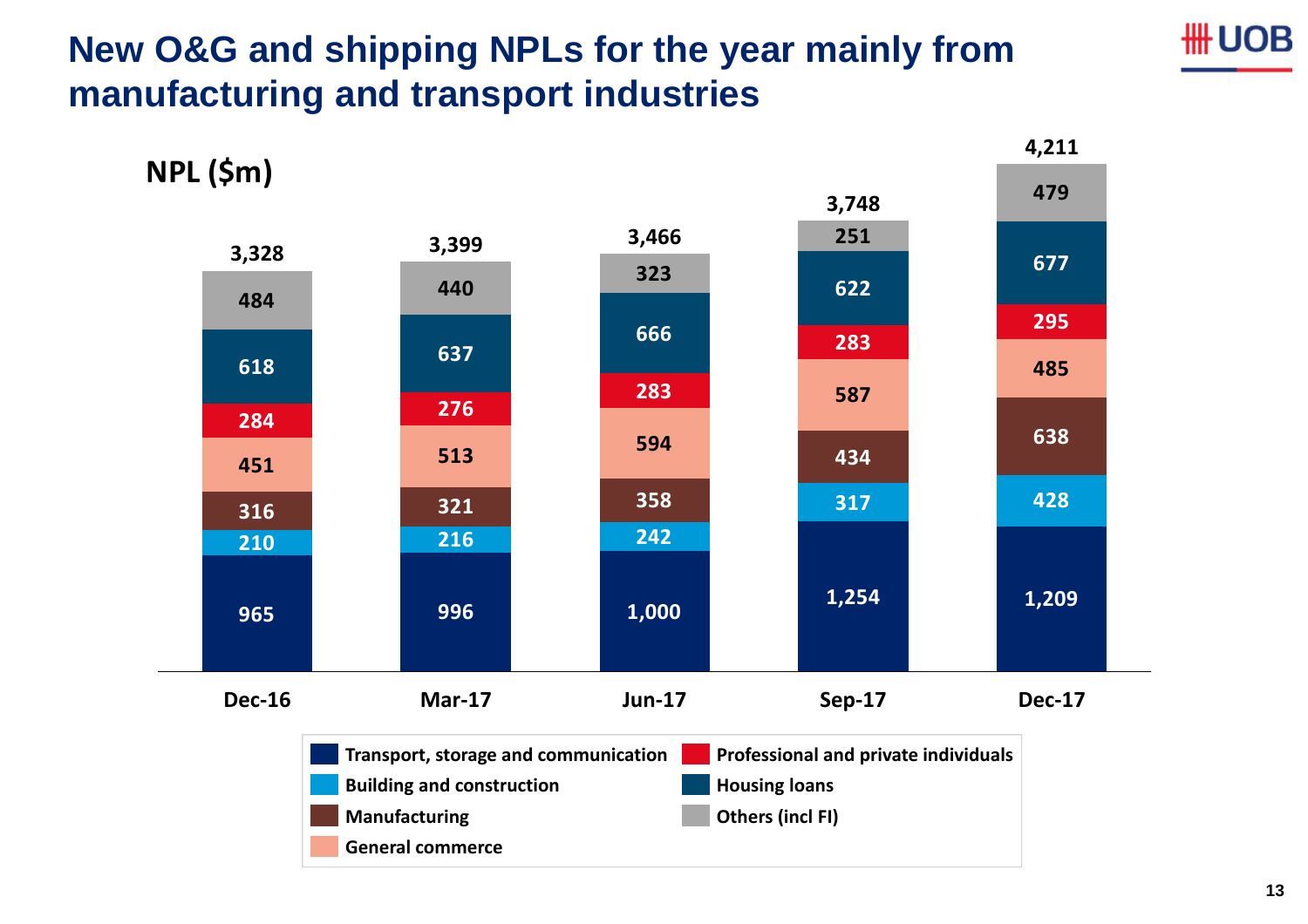# New O&G and shipping NPLs for the year mainly from manufacturing and transport industries

**NPL ($m)**

| | Dec-16 | Mar-17 | Jun-17 | Sep-17 | Dec-17 |
|---|---|---|---|---|---|
| Transport, storage and communication | 965 | 996 | 1,000 | 1,254 | 1,209 |
| Building and construction | 210 | 216 | 242 | 317 | 428 |
| Manufacturing | 316 | 321 | 358 | 434 | 638 |
| General commerce | 451 | 513 | 594 | 587 | 485 |
| Professional and private individuals | 284 | 276 | 283 | 283 | 295 |
| Housing loans | 618 | 637 | 666 | 622 | 677 |
| Others (incl FI) | 484 | 440 | 323 | 251 | 479 |
| **Total** | **3,328** | **3,399** | **3,466** | **3,748** | **4,211** |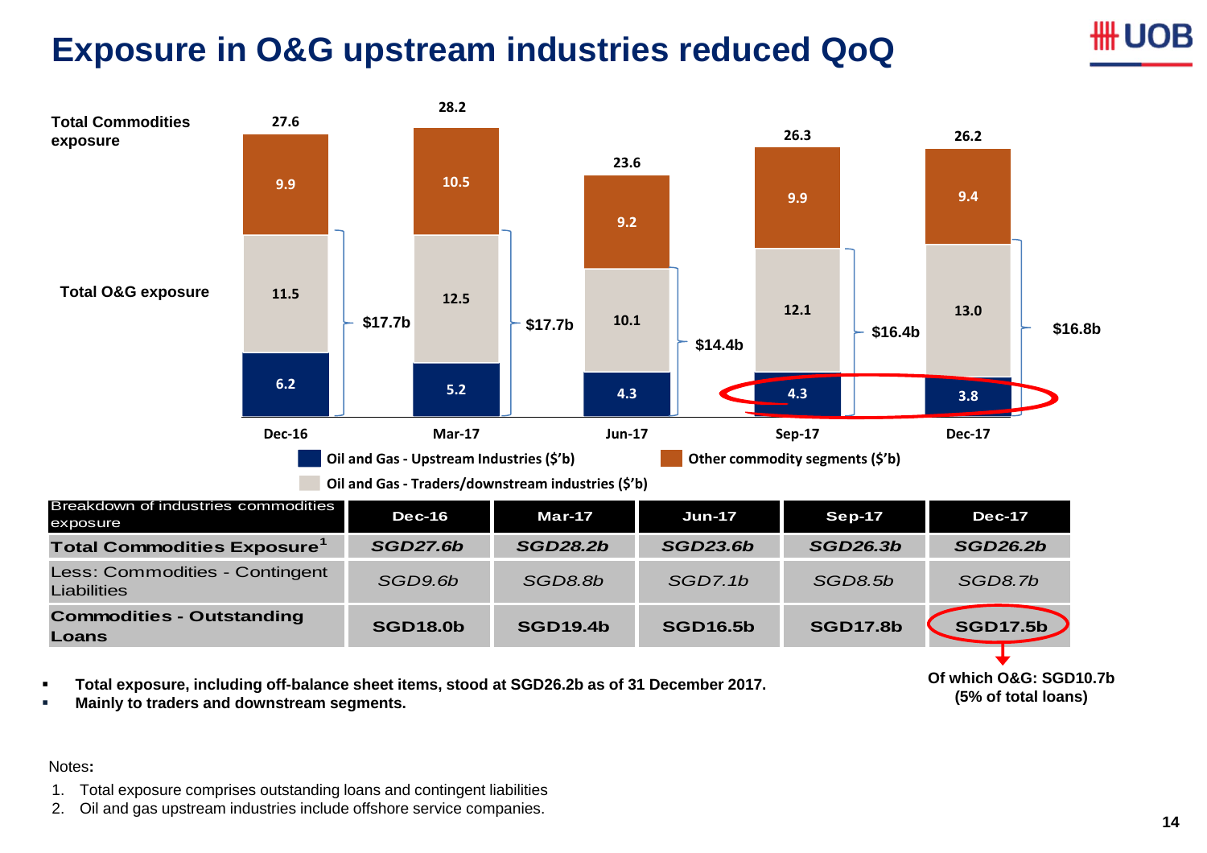# Exposure in O&G upstream industries reduced QoQ

**Total Commodities exposure**

| | Dec-16 | Mar-17 | Jun-17 | Sep-17 | Dec-17 |
|---|---|---|---|---|---|
| Other commodity segments ($'b) | 9.9 | 10.5 | 9.2 | 9.9 | 9.4 |
| Oil and Gas - Traders/downstream industries ($'b) | 11.5 | 12.5 | 10.1 | 12.1 | 13.0 |
| Oil and Gas - Upstream Industries ($'b) | 6.2 | 5.2 | 4.3 | 4.3 | 3.8 |
| Total Commodities exposure | 27.6 | 28.2 | 23.6 | 26.3 | 26.2 |
| Total O&G exposure | $17.7b | $17.7b | $14.4b | $16.4b | $16.8b |

| Breakdown of industries commodities exposure | Dec-16 | Mar-17 | Jun-17 | Sep-17 | Dec-17 |
|---|---|---|---|---|---|
| **Total Commodities Exposure[1]** | ***SGD27.6b*** | ***SGD28.2b*** | ***SGD23.6b*** | ***SGD26.3b*** | ***SGD26.2b*** |
| Less: Commodities - Contingent Liabilities | *SGD9.6b* | *SGD8.8b* | *SGD7.1b* | *SGD8.5b* | *SGD8.7b* |
| **Commodities - Outstanding Loans** | **SGD18.0b** | **SGD19.4b** | **SGD16.5b** | **SGD17.8b** | **SGD17.5b** |

**Of which O&G: SGD10.7b (5% of total loans)**

- **Total exposure, including off-balance sheet items, stood at SGD26.2b as of 31 December 2017.**
- **Mainly to traders and downstream segments.**

Notes**:**

1. Total exposure comprises outstanding loans and contingent liabilities
2. Oil and gas upstream industries include offshore service companies.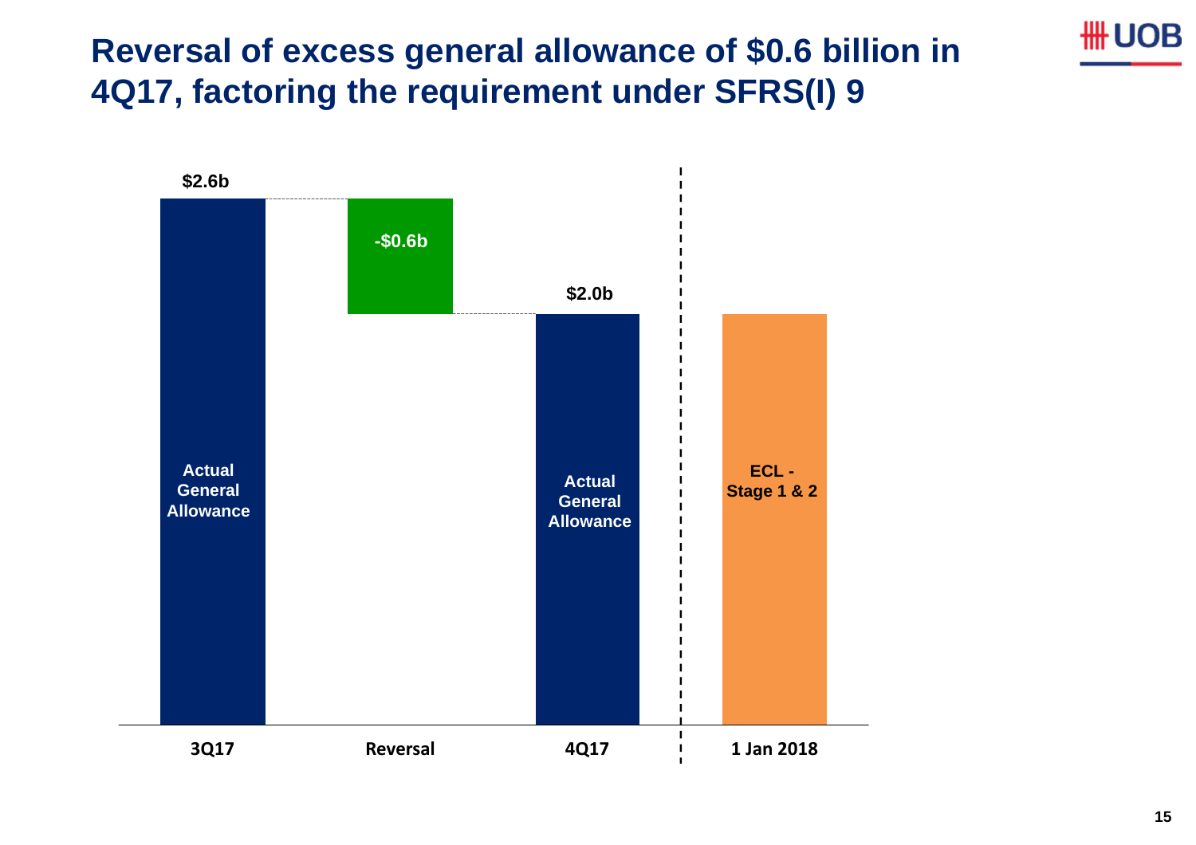# Reversal of excess general allowance of $0.6 billion in 4Q17, factoring the requirement under SFRS(I) 9

| | 3Q17 | Reversal | 4Q17 | 1 Jan 2018 |
|---|---|---|---|---|
| Actual General Allowance | $2.6b | -$0.6b | $2.0b | |
| ECL - Stage 1 & 2 | | | | |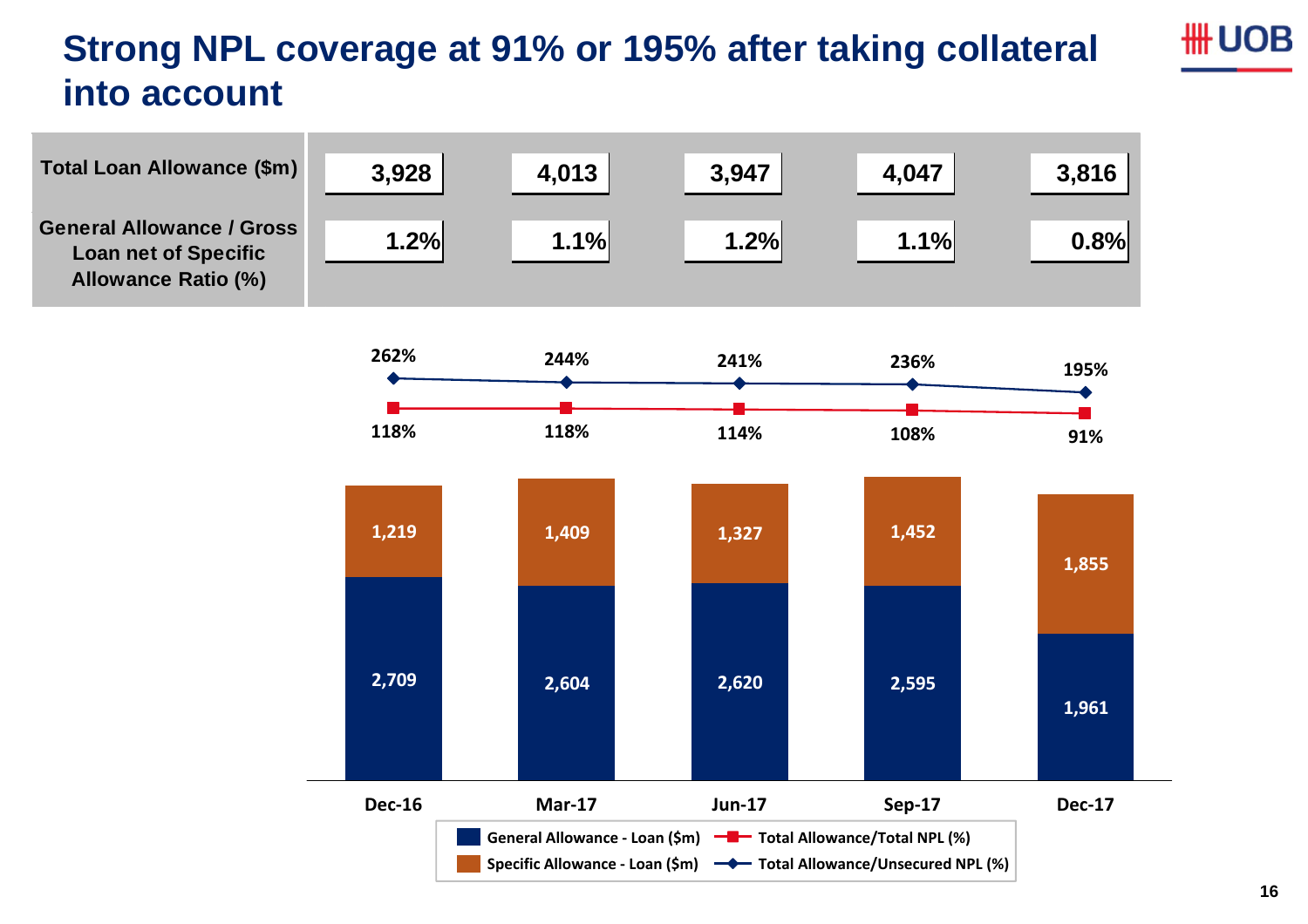# Strong NPL coverage at 91% or 195% after taking collateral into account

| | Dec-16 | Mar-17 | Jun-17 | Sep-17 | Dec-17 |
|---|---|---|---|---|---|
| Total Loan Allowance ($m) | 3,928 | 4,013 | 3,947 | 4,047 | 3,816 |
| General Allowance / Gross Loan net of Specific Allowance Ratio (%) | 1.2% | 1.1% | 1.2% | 1.1% | 0.8% |

| | Dec-16 | Mar-17 | Jun-17 | Sep-17 | Dec-17 |
|---|---|---|---|---|---|
| General Allowance - Loan ($m) | 2,709 | 2,604 | 2,620 | 2,595 | 1,961 |
| Specific Allowance - Loan ($m) | 1,219 | 1,409 | 1,327 | 1,452 | 1,855 |
| Total Allowance/Total NPL (%) | 118% | 118% | 114% | 108% | 91% |
| Total Allowance/Unsecured NPL (%) | 262% | 244% | 241% | 236% | 195% |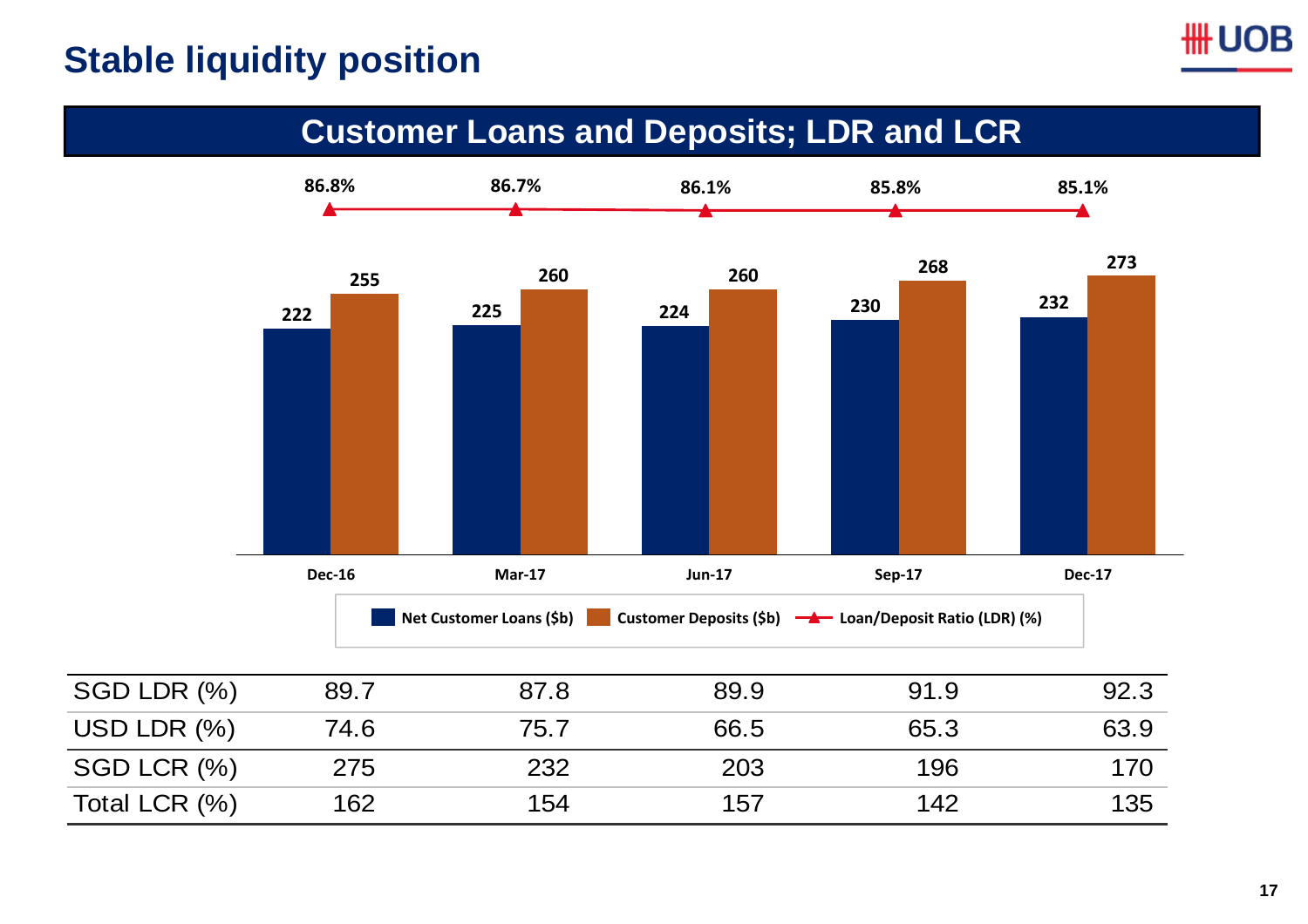# Stable liquidity position

## Customer Loans and Deposits; LDR and LCR

| | Dec-16 | Mar-17 | Jun-17 | Sep-17 | Dec-17 |
|---|---|---|---|---|---|
| Net Customer Loans ($b) | 222 | 225 | 224 | 230 | 232 |
| Customer Deposits ($b) | 255 | 260 | 260 | 268 | 273 |
| Loan/Deposit Ratio (LDR) (%) | 86.8% | 86.7% | 86.1% | 85.8% | 85.1% |

| | | | | | |
|---|---|---|---|---|---|
| SGD LDR (%) | 89.7 | 87.8 | 89.9 | 91.9 | 92.3 |
| USD LDR (%) | 74.6 | 75.7 | 66.5 | 65.3 | 63.9 |
| SGD LCR (%) | 275 | 232 | 203 | 196 | 170 |
| Total LCR (%) | 162 | 154 | 157 | 142 | 135 |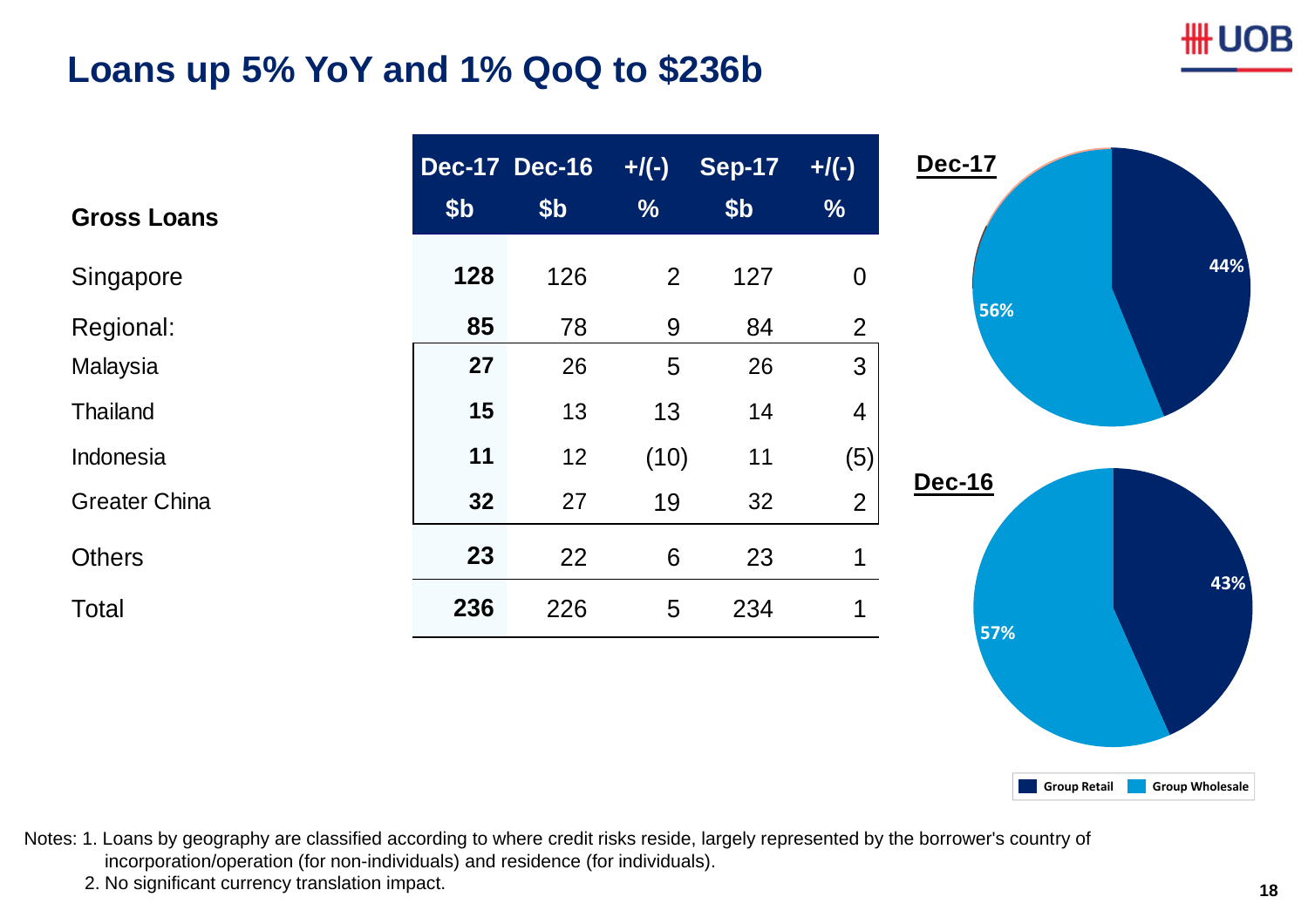# Loans up 5% YoY and 1% QoQ to $236b

| Gross Loans | Dec-17 $b | Dec-16 $b | +/(-) % | Sep-17 $b | +/(-) % |
|---|---|---|---|---|---|
| Singapore | **128** | 126 | 2 | 127 | 0 |
| Regional: | **85** | 78 | 9 | 84 | 2 |
| Malaysia | **27** | 26 | 5 | 26 | 3 |
| Thailand | **15** | 13 | 13 | 14 | 4 |
| Indonesia | **11** | 12 | (10) | 11 | (5) |
| Greater China | **32** | 27 | 19 | 32 | 2 |
| Others | **23** | 22 | 6 | 23 | 1 |
| Total | **236** | 226 | 5 | 234 | 1 |

**Dec-17**

- Group Retail: 44%
- Group Wholesale: 56%

**Dec-16**

- Group Retail: 43%
- Group Wholesale: 57%

Notes: 1. Loans by geography are classified according to where credit risks reside, largely represented by the borrower's country of incorporation/operation (for non-individuals) and residence (for individuals).
2. No significant currency translation impact.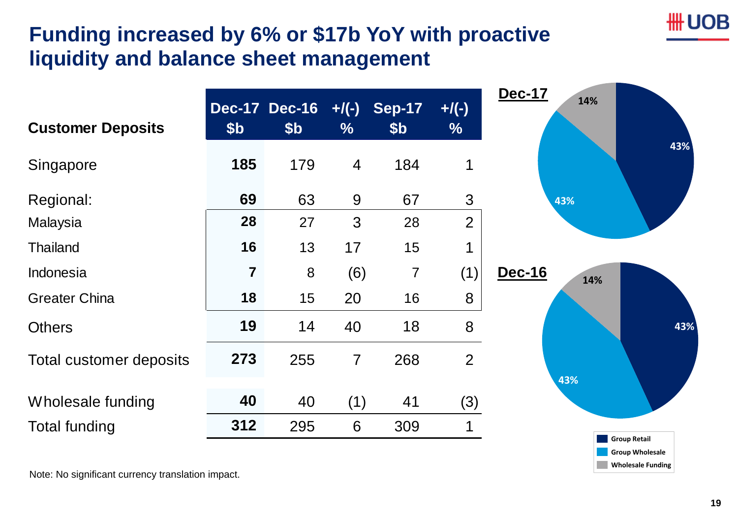# Funding increased by 6% or $17b YoY with proactive liquidity and balance sheet management

| Customer Deposits | Dec-17 $b | Dec-16 $b | +/(-) % | Sep-17 $b | +/(-) % |
|---|---|---|---|---|---|
| Singapore | **185** | 179 | 4 | 184 | 1 |
| Regional: | **69** | 63 | 9 | 67 | 3 |
| Malaysia | **28** | 27 | 3 | 28 | 2 |
| Thailand | **16** | 13 | 17 | 15 | 1 |
| Indonesia | **7** | 8 | (6) | 7 | (1) |
| Greater China | **18** | 15 | 20 | 16 | 8 |
| Others | **19** | 14 | 40 | 18 | 8 |
| Total customer deposits | **273** | 255 | 7 | 268 | 2 |
| Wholesale funding | **40** | 40 | (1) | 41 | (3) |
| Total funding | **312** | 295 | 6 | 309 | 1 |

**Dec-17**

| Segment | % |
|---|---|
| Group Retail | 43% |
| Group Wholesale | 43% |
| Wholesale Funding | 14% |

**Dec-16**

| Segment | % |
|---|---|
| Group Retail | 43% |
| Group Wholesale | 43% |
| Wholesale Funding | 14% |

Note: No significant currency translation impact.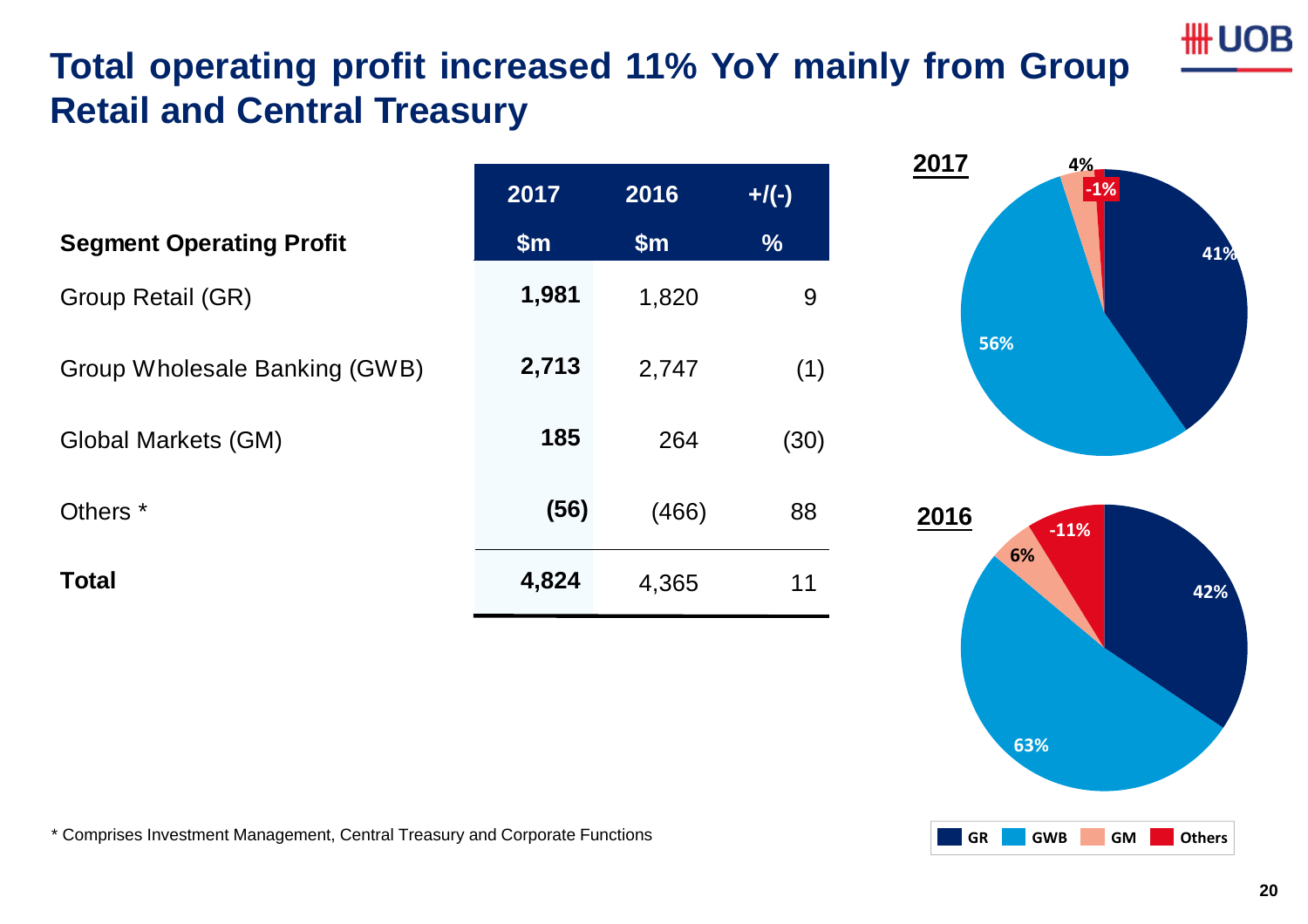# Total operating profit increased 11% YoY mainly from Group Retail and Central Treasury

| Segment Operating Profit | 2017 $m | 2016 $m | +/(-) % |
|---|---|---|---|
| Group Retail (GR) | **1,981** | 1,820 | 9 |
| Group Wholesale Banking (GWB) | **2,713** | 2,747 | (1) |
| Global Markets (GM) | **185** | 264 | (30) |
| Others * | **(56)** | (466) | 88 |
| **Total** | **4,824** | 4,365 | 11 |

**2017**

- GR: 41%
- GWB: 56%
- GM: 4%
- Others: -1%

**2016**

- GR: 42%
- GWB: 63%
- GM: 6%
- Others: -11%

\* Comprises Investment Management, Central Treasury and Corporate Functions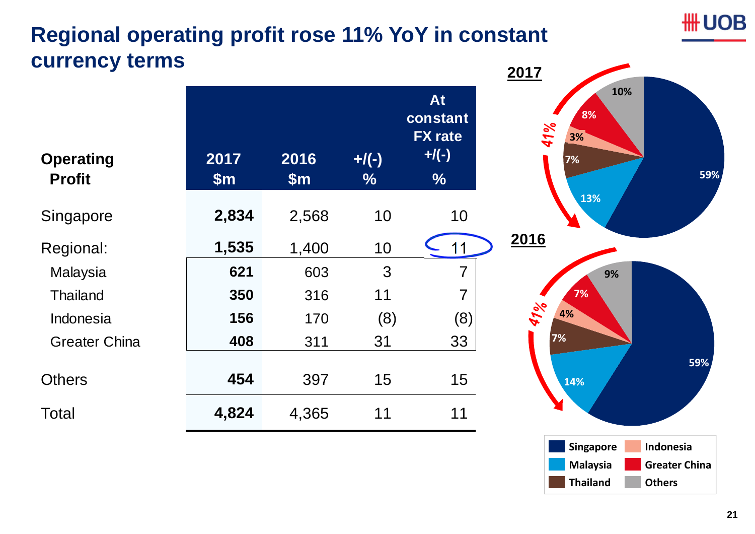# Regional operating profit rose 11% YoY in constant currency terms

| Operating Profit | 2017 $m | 2016 $m | +/(-) % | At constant FX rate +/(-) % |
|---|---|---|---|---|
| Singapore | **2,834** | 2,568 | 10 | 10 |
| Regional: | **1,535** | 1,400 | 10 | 11 |
| Malaysia | **621** | 603 | 3 | 7 |
| Thailand | **350** | 316 | 11 | 7 |
| Indonesia | **156** | 170 | (8) | (8) |
| Greater China | **408** | 311 | 31 | 33 |
| Others | **454** | 397 | 15 | 15 |
| Total | **4,824** | 4,365 | 11 | 11 |

**2017**

| Segment | Share |
|---|---|
| Singapore | 59% |
| Malaysia | 13% |
| Thailand | 7% |
| Indonesia | 3% |
| Greater China | 8% |
| Others | 10% |

Regional (Malaysia, Thailand, Indonesia, Greater China, Others): 41%

**2016**

| Segment | Share |
|---|---|
| Singapore | 59% |
| Malaysia | 14% |
| Thailand | 7% |
| Indonesia | 4% |
| Greater China | 7% |
| Others | 9% |

Regional (Malaysia, Thailand, Indonesia, Greater China, Others): 41%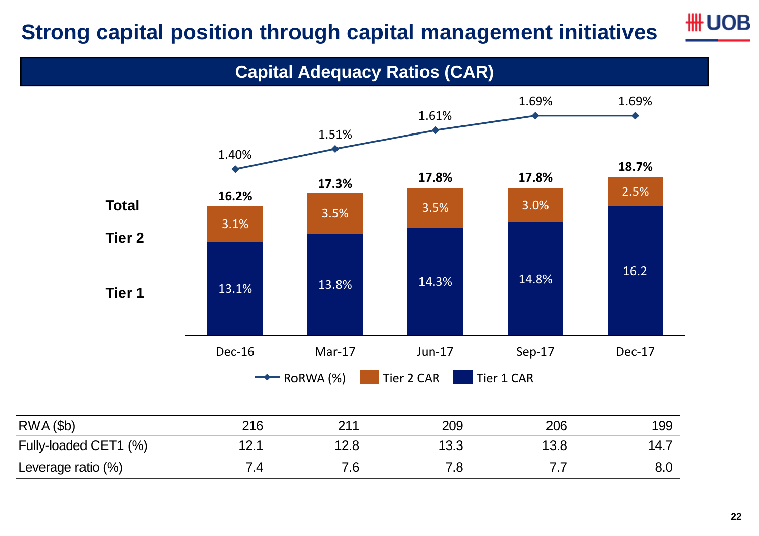# Strong capital position through capital management initiatives

## Capital Adequacy Ratios (CAR)

| | Dec-16 | Mar-17 | Jun-17 | Sep-17 | Dec-17 |
|---|---|---|---|---|---|
| RoRWA (%) | 1.40% | 1.51% | 1.61% | 1.69% | 1.69% |
| Total | 16.2% | 17.3% | 17.8% | 17.8% | 18.7% |
| Tier 2 CAR | 3.1% | 3.5% | 3.5% | 3.0% | 2.5% |
| Tier 1 CAR | 13.1% | 13.8% | 14.3% | 14.8% | 16.2 |

| | Dec-16 | Mar-17 | Jun-17 | Sep-17 | Dec-17 |
|---|---|---|---|---|---|
| RWA ($b) | 216 | 211 | 209 | 206 | 199 |
| Fully-loaded CET1 (%) | 12.1 | 12.8 | 13.3 | 13.8 | 14.7 |
| Leverage ratio (%) | 7.4 | 7.6 | 7.8 | 7.7 | 8.0 |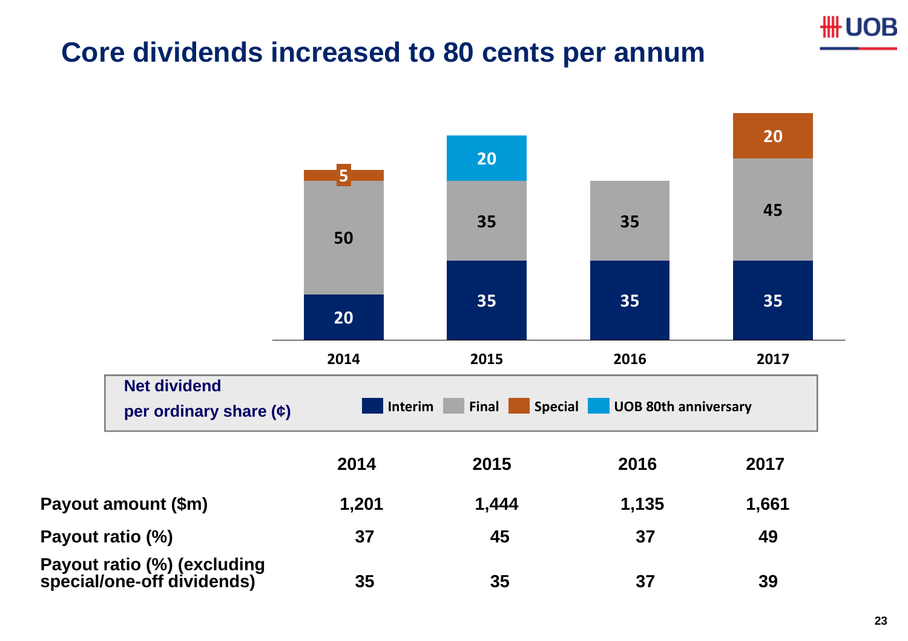# Core dividends increased to 80 cents per annum

**Net dividend per ordinary share (¢)**

| | 2014 | 2015 | 2016 | 2017 |
|---|---|---|---|---|
| Interim | 20 | 35 | 35 | 35 |
| Final | 50 | 35 | 35 | 45 |
| Special | 5 | | | 20 |
| UOB 80th anniversary | | 20 | | |

| | 2014 | 2015 | 2016 | 2017 |
|---|---|---|---|---|
| **Payout amount ($m)** | 1,201 | 1,444 | 1,135 | 1,661 |
| **Payout ratio (%)** | 37 | 45 | 37 | 49 |
| **Payout ratio (%) (excluding special/one-off dividends)** | 35 | 35 | 37 | 39 |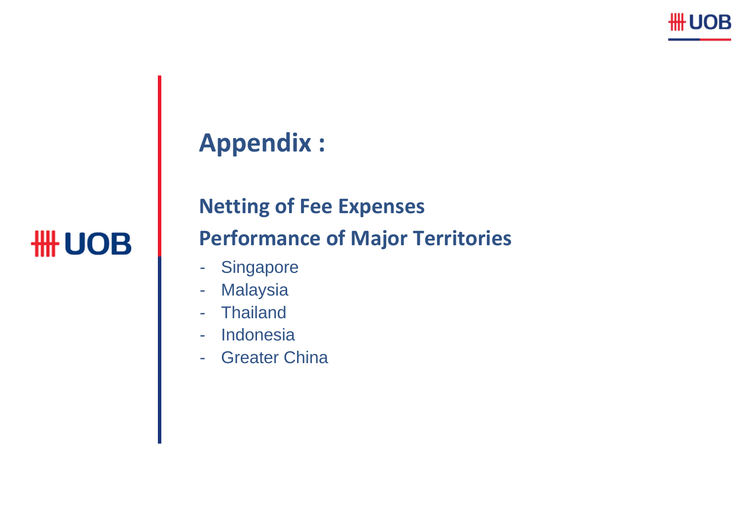# Appendix :

## Netting of Fee Expenses

## Performance of Major Territories

- Singapore
- Malaysia
- Thailand
- Indonesia
- Greater China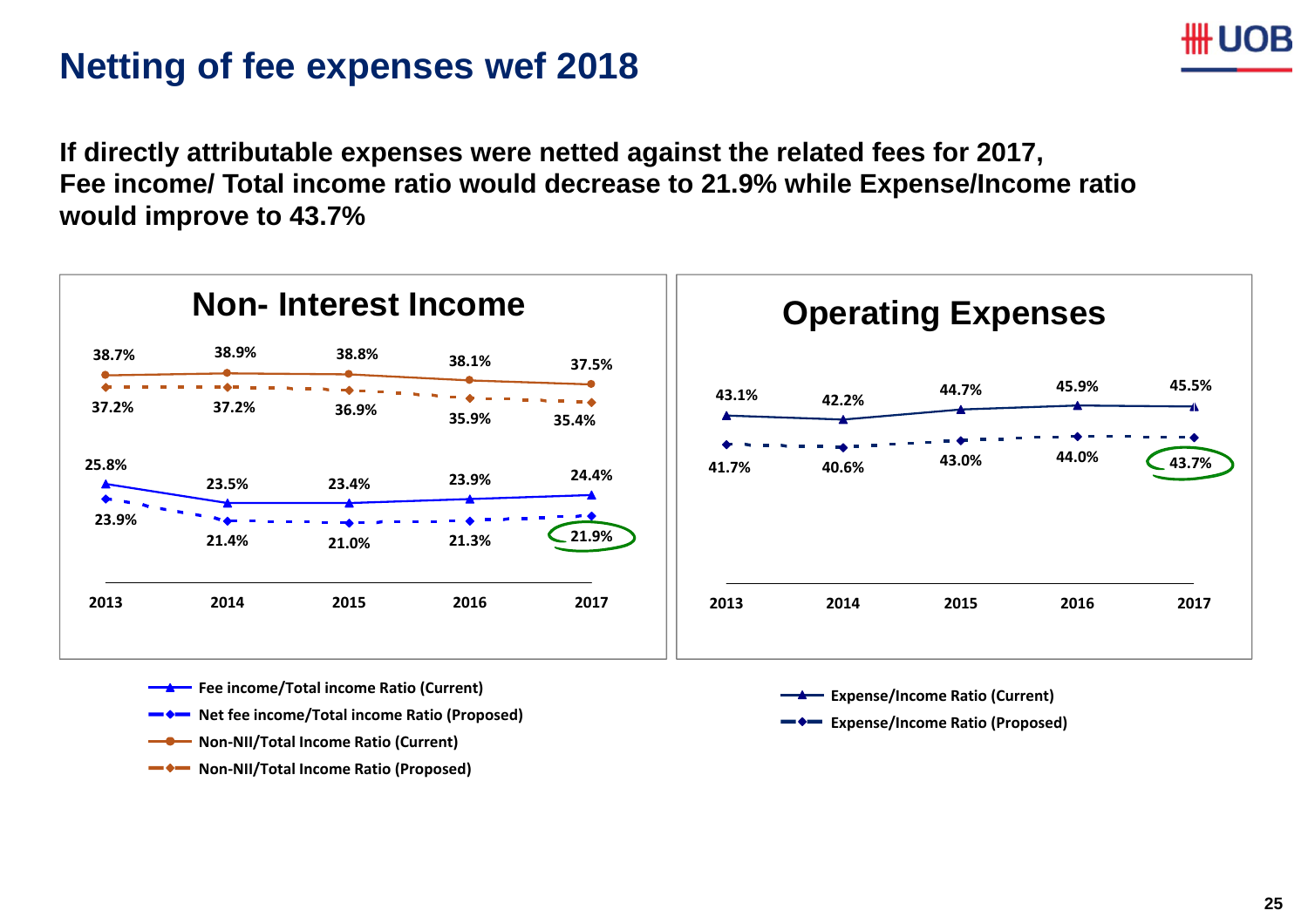# Netting of fee expenses wef 2018

**If directly attributable expenses were netted against the related fees for 2017, Fee income/ Total income ratio would decrease to 21.9% while Expense/Income ratio would improve to 43.7%**

## Non- Interest Income

| | 2013 | 2014 | 2015 | 2016 | 2017 |
|---|---|---|---|---|---|
| Fee income/Total income Ratio (Current) | 25.8% | 23.5% | 23.4% | 23.9% | 24.4% |
| Net fee income/Total income Ratio (Proposed) | 23.9% | 21.4% | 21.0% | 21.3% | 21.9% |
| Non-NII/Total Income Ratio (Current) | 38.7% | 38.9% | 38.8% | 38.1% | 37.5% |
| Non-NII/Total Income Ratio (Proposed) | 37.2% | 37.2% | 36.9% | 35.9% | 35.4% |

## Operating Expenses

| | 2013 | 2014 | 2015 | 2016 | 2017 |
|---|---|---|---|---|---|
| Expense/Income Ratio (Current) | 43.1% | 42.2% | 44.7% | 45.9% | 45.5% |
| Expense/Income Ratio (Proposed) | 41.7% | 40.6% | 43.0% | 44.0% | 43.7% |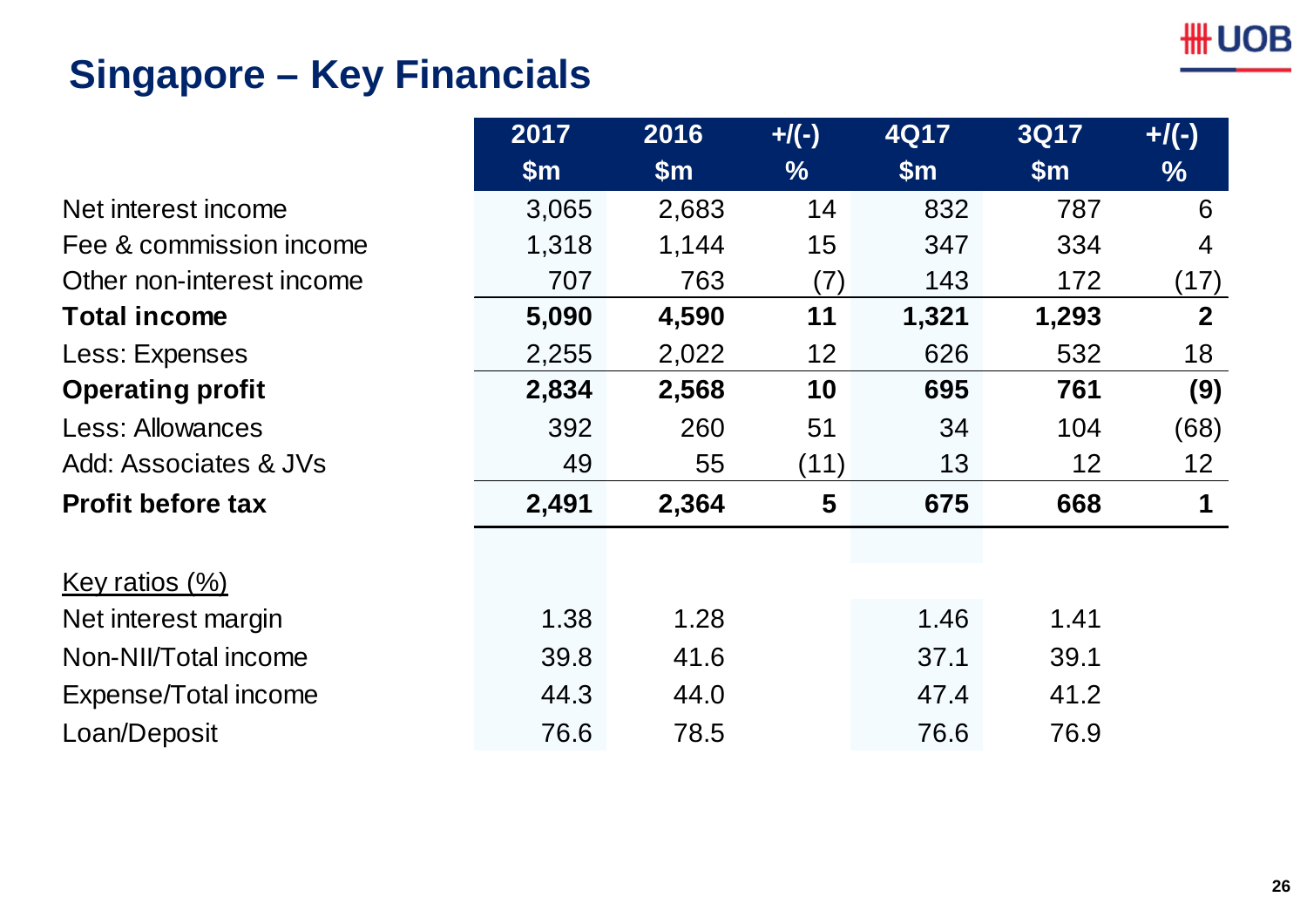# Singapore – Key Financials

| | 2017 $m | 2016 $m | +/(-) % | 4Q17 $m | 3Q17 $m | +/(-) % |
|---|---|---|---|---|---|---|
| Net interest income | 3,065 | 2,683 | 14 | 832 | 787 | 6 |
| Fee & commission income | 1,318 | 1,144 | 15 | 347 | 334 | 4 |
| Other non-interest income | 707 | 763 | (7) | 143 | 172 | (17) |
| **Total income** | **5,090** | **4,590** | **11** | **1,321** | **1,293** | **2** |
| Less: Expenses | 2,255 | 2,022 | 12 | 626 | 532 | 18 |
| **Operating profit** | **2,834** | **2,568** | **10** | **695** | **761** | **(9)** |
| Less: Allowances | 392 | 260 | 51 | 34 | 104 | (68) |
| Add: Associates & JVs | 49 | 55 | (11) | 13 | 12 | 12 |
| **Profit before tax** | **2,491** | **2,364** | **5** | **675** | **668** | **1** |
| | | | | | | |
| Key ratios (%) | | | | | | |
| Net interest margin | 1.38 | 1.28 | | 1.46 | 1.41 | |
| Non-NII/Total income | 39.8 | 41.6 | | 37.1 | 39.1 | |
| Expense/Total income | 44.3 | 44.0 | | 47.4 | 41.2 | |
| Loan/Deposit | 76.6 | 78.5 | | 76.6 | 76.9 | |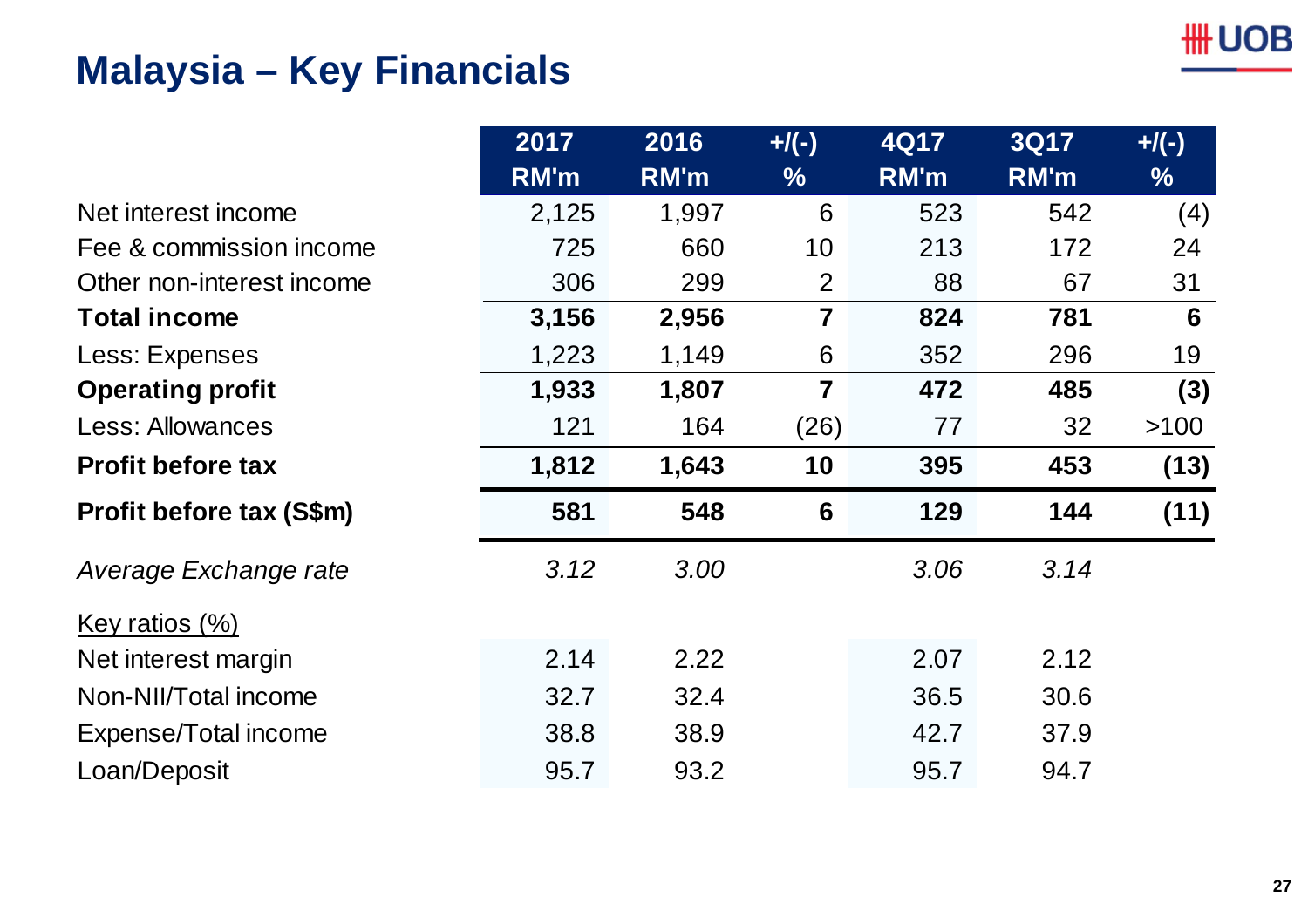# Malaysia – Key Financials

| | 2017 RM'm | 2016 RM'm | +/(-) % | 4Q17 RM'm | 3Q17 RM'm | +/(-) % |
|---|---|---|---|---|---|---|
| Net interest income | 2,125 | 1,997 | 6 | 523 | 542 | (4) |
| Fee & commission income | 725 | 660 | 10 | 213 | 172 | 24 |
| Other non-interest income | 306 | 299 | 2 | 88 | 67 | 31 |
| **Total income** | **3,156** | **2,956** | **7** | **824** | **781** | **6** |
| Less: Expenses | 1,223 | 1,149 | 6 | 352 | 296 | 19 |
| **Operating profit** | **1,933** | **1,807** | **7** | **472** | **485** | **(3)** |
| Less: Allowances | 121 | 164 | (26) | 77 | 32 | >100 |
| **Profit before tax** | **1,812** | **1,643** | **10** | **395** | **453** | **(13)** |
| **Profit before tax (S$m)** | **581** | **548** | **6** | **129** | **144** | **(11)** |
| *Average Exchange rate* | *3.12* | *3.00* | | *3.06* | *3.14* | |
| Key ratios (%) | | | | | | |
| Net interest margin | 2.14 | 2.22 | | 2.07 | 2.12 | |
| Non-NII/Total income | 32.7 | 32.4 | | 36.5 | 30.6 | |
| Expense/Total income | 38.8 | 38.9 | | 42.7 | 37.9 | |
| Loan/Deposit | 95.7 | 93.2 | | 95.7 | 94.7 | |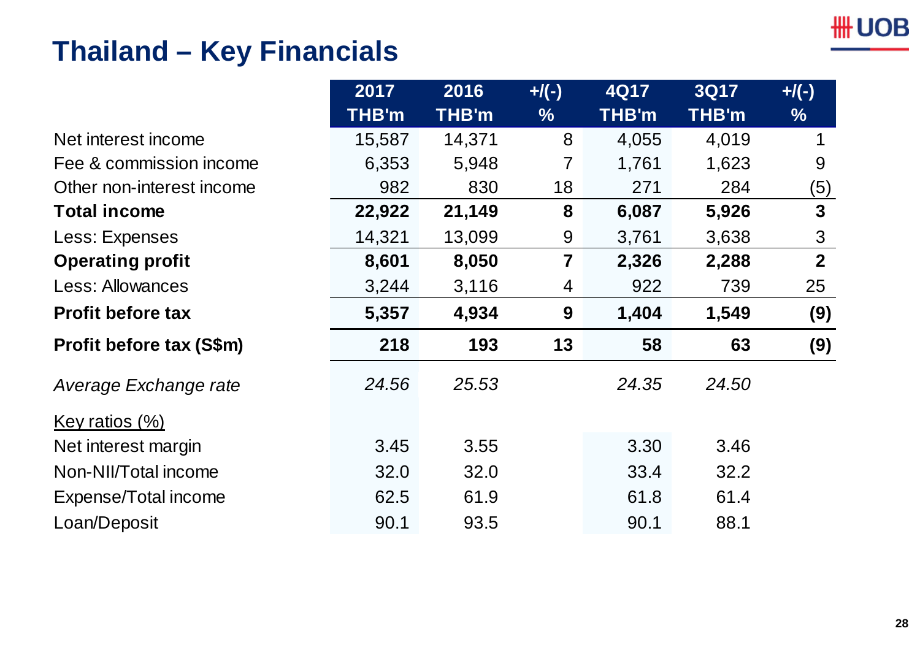# Thailand – Key Financials

| | 2017<br>THB'm | 2016<br>THB'm | +/(-)<br>% | 4Q17<br>THB'm | 3Q17<br>THB'm | +/(-)<br>% |
|---|---|---|---|---|---|---|
| Net interest income | 15,587 | 14,371 | 8 | 4,055 | 4,019 | 1 |
| Fee & commission income | 6,353 | 5,948 | 7 | 1,761 | 1,623 | 9 |
| Other non-interest income | 982 | 830 | 18 | 271 | 284 | (5) |
| **Total income** | **22,922** | **21,149** | **8** | **6,087** | **5,926** | **3** |
| Less: Expenses | 14,321 | 13,099 | 9 | 3,761 | 3,638 | 3 |
| **Operating profit** | **8,601** | **8,050** | **7** | **2,326** | **2,288** | **2** |
| Less: Allowances | 3,244 | 3,116 | 4 | 922 | 739 | 25 |
| **Profit before tax** | **5,357** | **4,934** | **9** | **1,404** | **1,549** | **(9)** |
| **Profit before tax (S$m)** | **218** | **193** | **13** | **58** | **63** | **(9)** |
| *Average Exchange rate* | *24.56* | *25.53* | | *24.35* | *24.50* | |
| Key ratios (%) | | | | | | |
| Net interest margin | 3.45 | 3.55 | | 3.30 | 3.46 | |
| Non-NII/Total income | 32.0 | 32.0 | | 33.4 | 32.2 | |
| Expense/Total income | 62.5 | 61.9 | | 61.8 | 61.4 | |
| Loan/Deposit | 90.1 | 93.5 | | 90.1 | 88.1 | |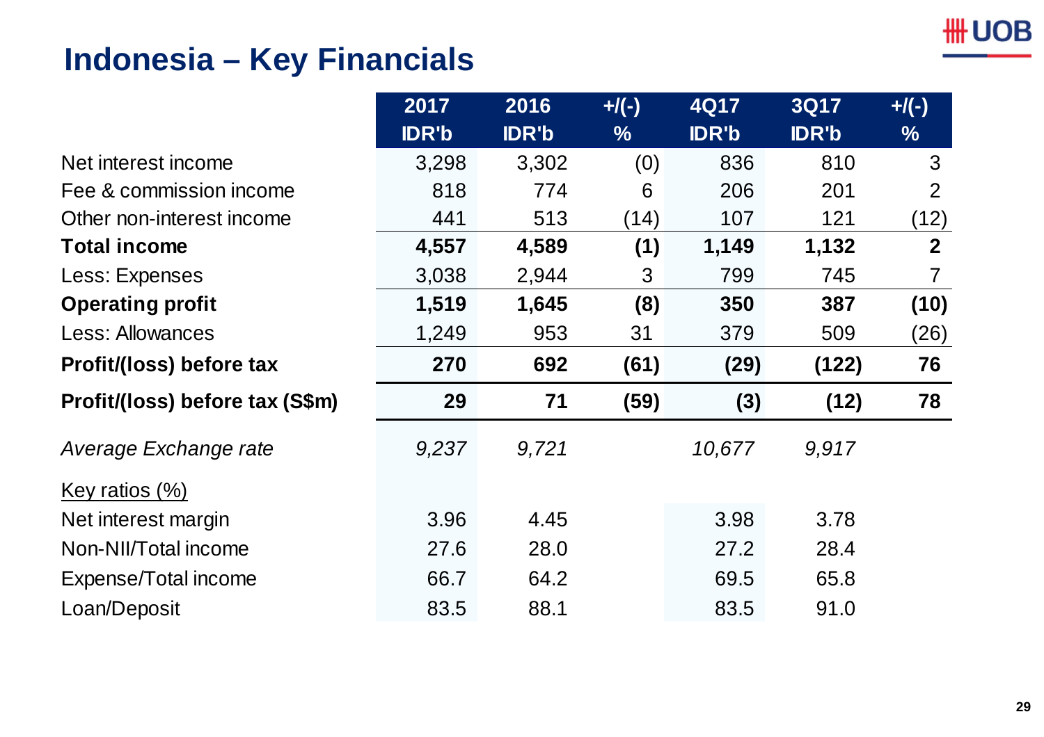# Indonesia – Key Financials

| | 2017 IDR'b | 2016 IDR'b | +/(-) % | 4Q17 IDR'b | 3Q17 IDR'b | +/(-) % |
|---|---|---|---|---|---|---|
| Net interest income | 3,298 | 3,302 | (0) | 836 | 810 | 3 |
| Fee & commission income | 818 | 774 | 6 | 206 | 201 | 2 |
| Other non-interest income | 441 | 513 | (14) | 107 | 121 | (12) |
| **Total income** | **4,557** | **4,589** | **(1)** | **1,149** | **1,132** | **2** |
| Less: Expenses | 3,038 | 2,944 | 3 | 799 | 745 | 7 |
| **Operating profit** | **1,519** | **1,645** | **(8)** | **350** | **387** | **(10)** |
| Less: Allowances | 1,249 | 953 | 31 | 379 | 509 | (26) |
| **Profit/(loss) before tax** | **270** | **692** | **(61)** | **(29)** | **(122)** | **76** |
| **Profit/(loss) before tax (S$m)** | **29** | **71** | **(59)** | **(3)** | **(12)** | **78** |
| *Average Exchange rate* | *9,237* | *9,721* | | *10,677* | *9,917* | |
| Key ratios (%) | | | | | | |
| Net interest margin | 3.96 | 4.45 | | 3.98 | 3.78 | |
| Non-NII/Total income | 27.6 | 28.0 | | 27.2 | 28.4 | |
| Expense/Total income | 66.7 | 64.2 | | 69.5 | 65.8 | |
| Loan/Deposit | 83.5 | 88.1 | | 83.5 | 91.0 | |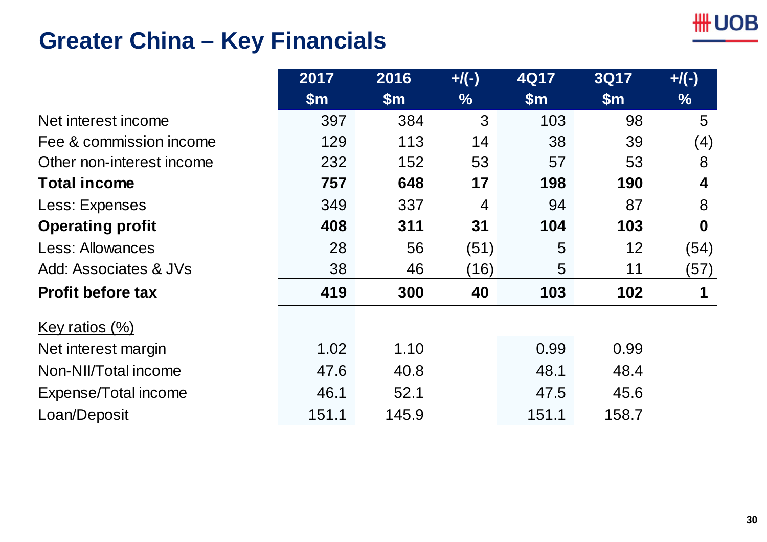# Greater China – Key Financials

| | 2017 $m | 2016 $m | +/(-) % | 4Q17 $m | 3Q17 $m | +/(-) % |
|---|---|---|---|---|---|---|
| Net interest income | 397 | 384 | 3 | 103 | 98 | 5 |
| Fee & commission income | 129 | 113 | 14 | 38 | 39 | (4) |
| Other non-interest income | 232 | 152 | 53 | 57 | 53 | 8 |
| **Total income** | **757** | **648** | **17** | **198** | **190** | **4** |
| Less: Expenses | 349 | 337 | 4 | 94 | 87 | 8 |
| **Operating profit** | **408** | **311** | **31** | **104** | **103** | **0** |
| Less: Allowances | 28 | 56 | (51) | 5 | 12 | (54) |
| Add: Associates & JVs | 38 | 46 | (16) | 5 | 11 | (57) |
| **Profit before tax** | **419** | **300** | **40** | **103** | **102** | **1** |
| Key ratios (%) | | | | | | |
| Net interest margin | 1.02 | 1.10 | | 0.99 | 0.99 | |
| Non-NII/Total income | 47.6 | 40.8 | | 48.1 | 48.4 | |
| Expense/Total income | 46.1 | 52.1 | | 47.5 | 45.6 | |
| Loan/Deposit | 151.1 | 145.9 | | 151.1 | 158.7 | |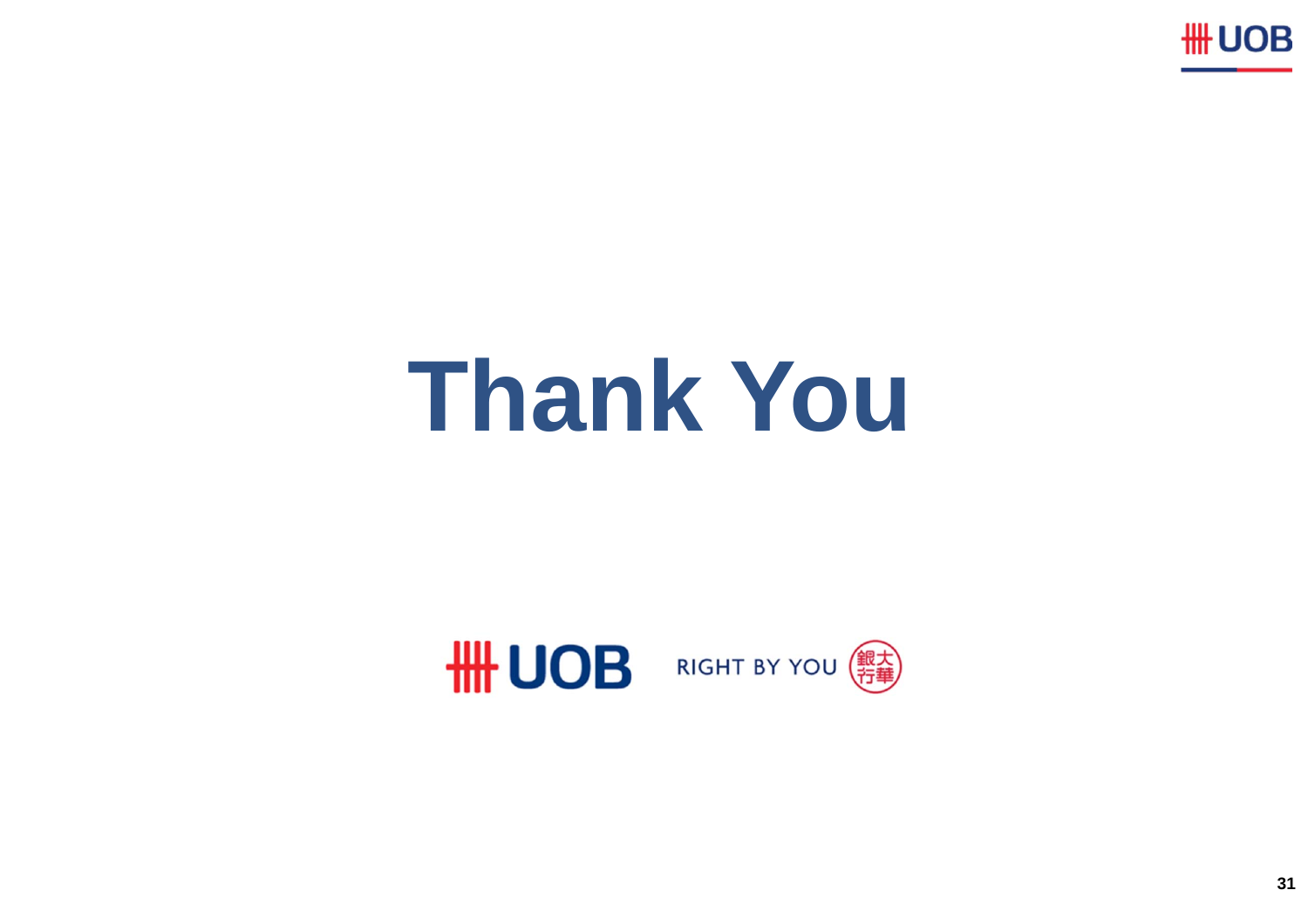# Thank You

UOB RIGHT BY YOU 大華銀行